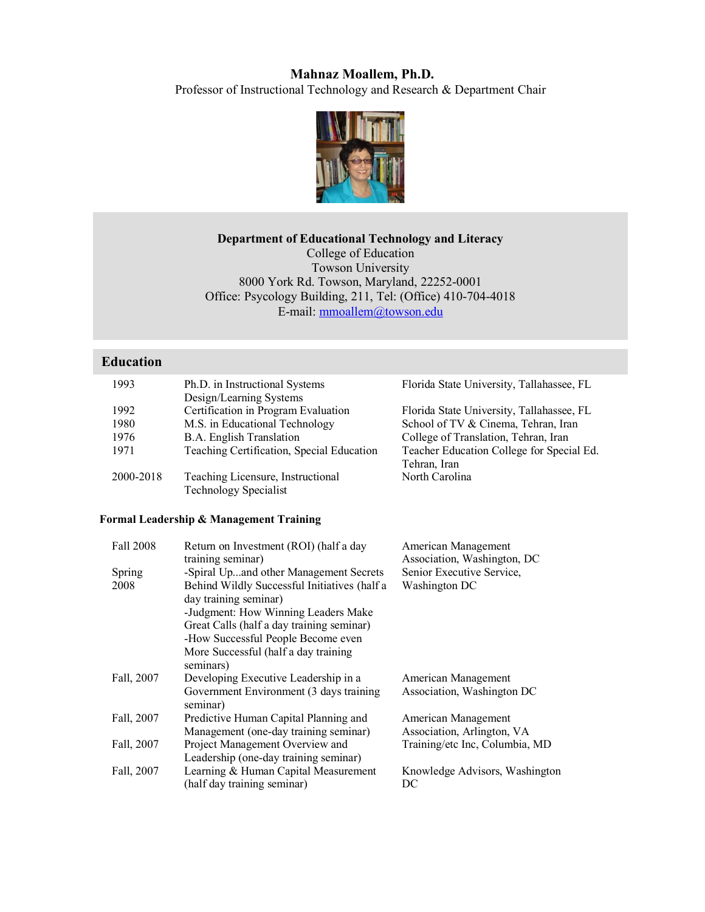# Mahnaz Moallem, Ph.D.

Professor of Instructional Technology and Research & Department Chair

**Department of Educational Technology and Literacy**
College of Education
Towson University
8000 York Rd. Towson, Maryland, 22252-0001
Office: Psycology Building, 211, Tel: (Office) 410-704-4018
E-mail: mmoallem@towson.edu

## Education

| | | |
|---|---|---|
| 1993 | Ph.D. in Instructional Systems Design/Learning Systems | Florida State University, Tallahassee, FL |
| 1992 | Certification in Program Evaluation | Florida State University, Tallahassee, FL |
| 1980 | M.S. in Educational Technology | School of TV & Cinema, Tehran, Iran |
| 1976 | B.A. English Translation | College of Translation, Tehran, Iran |
| 1971 | Teaching Certification, Special Education | Teacher Education College for Special Ed. Tehran, Iran |
| 2000-2018 | Teaching Licensure, Instructional Technology Specialist | North Carolina |

### Formal Leadership & Management Training

| | | |
|---|---|---|
| Fall 2008 | Return on Investment (ROI) (half a day training seminar) | American Management Association, Washington, DC |
| Spring 2008 | -Spiral Up...and other Management Secrets Behind Wildly Successful Initiatives (half a day training seminar)<br>-Judgment: How Winning Leaders Make Great Calls (half a day training seminar)<br>-How Successful People Become even More Successful (half a day training seminars) | Senior Executive Service, Washington DC |
| Fall, 2007 | Developing Executive Leadership in a Government Environment (3 days training seminar) | American Management Association, Washington DC |
| Fall, 2007 | Predictive Human Capital Planning and Management (one-day training seminar) | American Management Association, Arlington, VA |
| Fall, 2007 | Project Management Overview and Leadership (one-day training seminar) | Training/etc Inc, Columbia, MD |
| Fall, 2007 | Learning & Human Capital Measurement (half day training seminar) | Knowledge Advisors, Washington DC |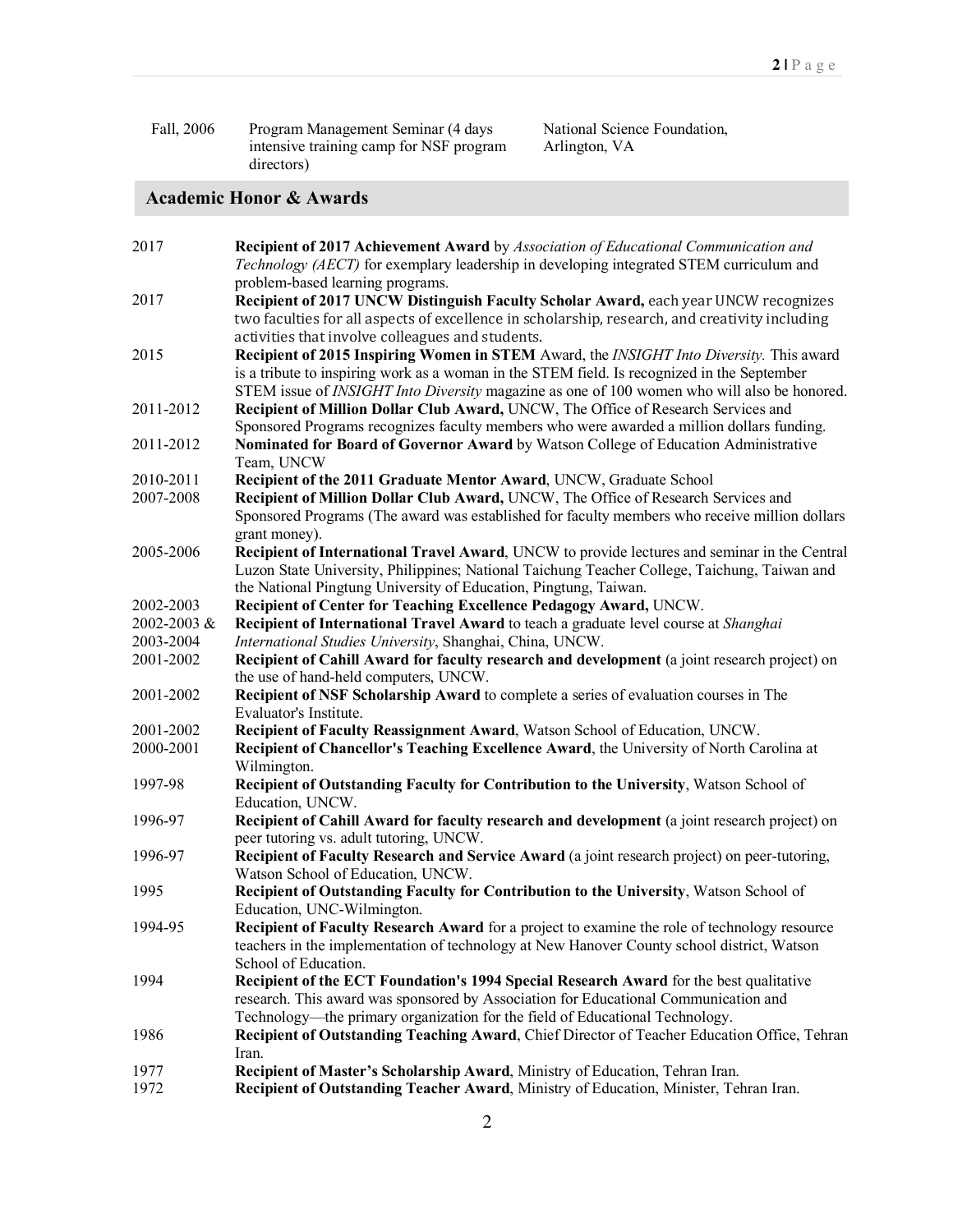| | | |
|---|---|---|
| Fall, 2006 | Program Management Seminar (4 days intensive training camp for NSF program directors) | National Science Foundation, Arlington, VA |

## Academic Honor & Awards

| | |
|---|---|
| 2017 | **Recipient of 2017 Achievement Award** by *Association of Educational Communication and Technology (AECT)* for exemplary leadership in developing integrated STEM curriculum and problem-based learning programs. |
| 2017 | **Recipient of 2017 UNCW Distinguish Faculty Scholar Award,** each year UNCW recognizes two faculties for all aspects of excellence in scholarship, research, and creativity including activities that involve colleagues and students. |
| 2015 | **Recipient of 2015 Inspiring Women in STEM** Award, the *INSIGHT Into Diversity.* This award is a tribute to inspiring work as a woman in the STEM field. Is recognized in the September STEM issue of *INSIGHT Into Diversity* magazine as one of 100 women who will also be honored. |
| 2011-2012 | **Recipient of Million Dollar Club Award,** UNCW, The Office of Research Services and Sponsored Programs recognizes faculty members who were awarded a million dollars funding. |
| 2011-2012 | **Nominated for Board of Governor Award** by Watson College of Education Administrative Team, UNCW |
| 2010-2011 | **Recipient of the 2011 Graduate Mentor Award**, UNCW, Graduate School |
| 2007-2008 | **Recipient of Million Dollar Club Award,** UNCW, The Office of Research Services and Sponsored Programs (The award was established for faculty members who receive million dollars grant money). |
| 2005-2006 | **Recipient of International Travel Award**, UNCW to provide lectures and seminar in the Central Luzon State University, Philippines; National Taichung Teacher College, Taichung, Taiwan and the National Pingtung University of Education, Pingtung, Taiwan. |
| 2002-2003 | **Recipient of Center for Teaching Excellence Pedagogy Award,** UNCW. |
| 2002-2003 & 2003-2004 | **Recipient of International Travel Award** to teach a graduate level course at *Shanghai International Studies University*, Shanghai, China, UNCW. |
| 2001-2002 | **Recipient of Cahill Award for faculty research and development** (a joint research project) on the use of hand-held computers, UNCW. |
| 2001-2002 | **Recipient of NSF Scholarship Award** to complete a series of evaluation courses in The Evaluator's Institute. |
| 2001-2002 | **Recipient of Faculty Reassignment Award**, Watson School of Education, UNCW. |
| 2000-2001 | **Recipient of Chancellor's Teaching Excellence Award**, the University of North Carolina at Wilmington. |
| 1997-98 | **Recipient of Outstanding Faculty for Contribution to the University**, Watson School of Education, UNCW. |
| 1996-97 | **Recipient of Cahill Award for faculty research and development** (a joint research project) on peer tutoring vs. adult tutoring, UNCW. |
| 1996-97 | **Recipient of Faculty Research and Service Award** (a joint research project) on peer-tutoring, Watson School of Education, UNCW. |
| 1995 | **Recipient of Outstanding Faculty for Contribution to the University**, Watson School of Education, UNC-Wilmington. |
| 1994-95 | **Recipient of Faculty Research Award** for a project to examine the role of technology resource teachers in the implementation of technology at New Hanover County school district, Watson School of Education. |
| 1994 | **Recipient of the ECT Foundation's 1994 Special Research Award** for the best qualitative research. This award was sponsored by Association for Educational Communication and Technology—the primary organization for the field of Educational Technology. |
| 1986 | **Recipient of Outstanding Teaching Award**, Chief Director of Teacher Education Office, Tehran Iran. |
| 1977 | **Recipient of Master's Scholarship Award**, Ministry of Education, Tehran Iran. |
| 1972 | **Recipient of Outstanding Teacher Award**, Ministry of Education, Minister, Tehran Iran. |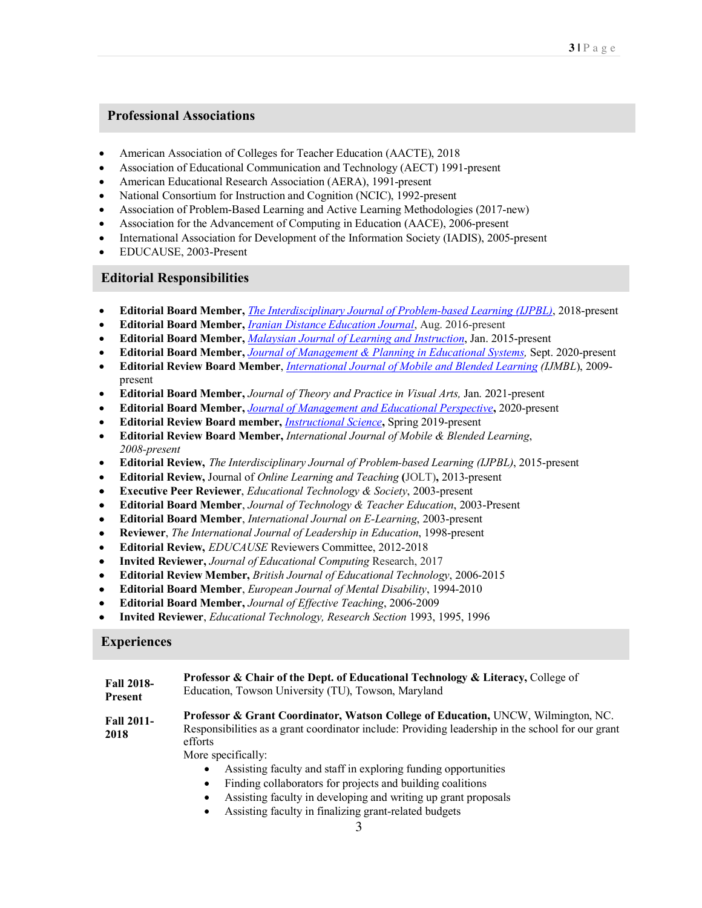## Professional Associations

- American Association of Colleges for Teacher Education (AACTE), 2018
- Association of Educational Communication and Technology (AECT) 1991-present
- American Educational Research Association (AERA), 1991-present
- National Consortium for Instruction and Cognition (NCIC), 1992-present
- Association of Problem-Based Learning and Active Learning Methodologies (2017-new)
- Association for the Advancement of Computing in Education (AACE), 2006-present
- International Association for Development of the Information Society (IADIS), 2005-present
- EDUCAUSE, 2003-Present

## Editorial Responsibilities

- **Editorial Board Member,** *The Interdisciplinary Journal of Problem-based Learning (IJPBL)*, 2018-present
- **Editorial Board Member,** *Iranian Distance Education Journal*, Aug. 2016-present
- **Editorial Board Member,** *Malaysian Journal of Learning and Instruction*, Jan. 2015-present
- **Editorial Board Member,** *Journal of Management & Planning in Educational Systems,* Sept. 2020-present
- **Editorial Review Board Member**, *International Journal of Mobile and Blended Learning (IJMBL)*, 2009-present
- **Editorial Board Member,** *Journal of Theory and Practice in Visual Arts,* Jan. 2021-present
- **Editorial Board Member,** *Journal of Management and Educational Perspective***,** 2020-present
- **Editorial Review Board member,** *Instructional Science***,** Spring 2019-present
- **Editorial Review Board Member,** *International Journal of Mobile & Blended Learning*, *2008-present*
- **Editorial Review,** *The Interdisciplinary Journal of Problem-based Learning (IJPBL)*, 2015-present
- **Editorial Review,** Journal of *Online Learning and Teaching* **(**JOLT)**,** 2013-present
- **Executive Peer Reviewer**, *Educational Technology & Society*, 2003-present
- **Editorial Board Member**, *Journal of Technology & Teacher Education*, 2003-Present
- **Editorial Board Member**, *International Journal on E-Learning*, 2003-present
- **Reviewer**, *The International Journal of Leadership in Education*, 1998-present
- **Editorial Review,** *EDUCAUSE* Reviewers Committee, 2012-2018
- **Invited Reviewer,** *Journal of Educational Computing* Research, 2017
- **Editorial Review Member,** *British Journal of Educational Technology*, 2006-2015
- **Editorial Board Member**, *European Journal of Mental Disability*, 1994-2010
- **Editorial Board Member,** *Journal of Effective Teaching*, 2006-2009
- **Invited Reviewer**, *Educational Technology, Research Section* 1993, 1995, 1996

## Experiences

**Fall 2018-Present**
**Professor & Chair of the Dept. of Educational Technology & Literacy,** College of Education, Towson University (TU), Towson, Maryland

**Fall 2011-2018**
**Professor & Grant Coordinator, Watson College of Education,** UNCW, Wilmington, NC. Responsibilities as a grant coordinator include: Providing leadership in the school for our grant efforts
More specifically:

- Assisting faculty and staff in exploring funding opportunities
- Finding collaborators for projects and building coalitions
- Assisting faculty in developing and writing up grant proposals
- Assisting faculty in finalizing grant-related budgets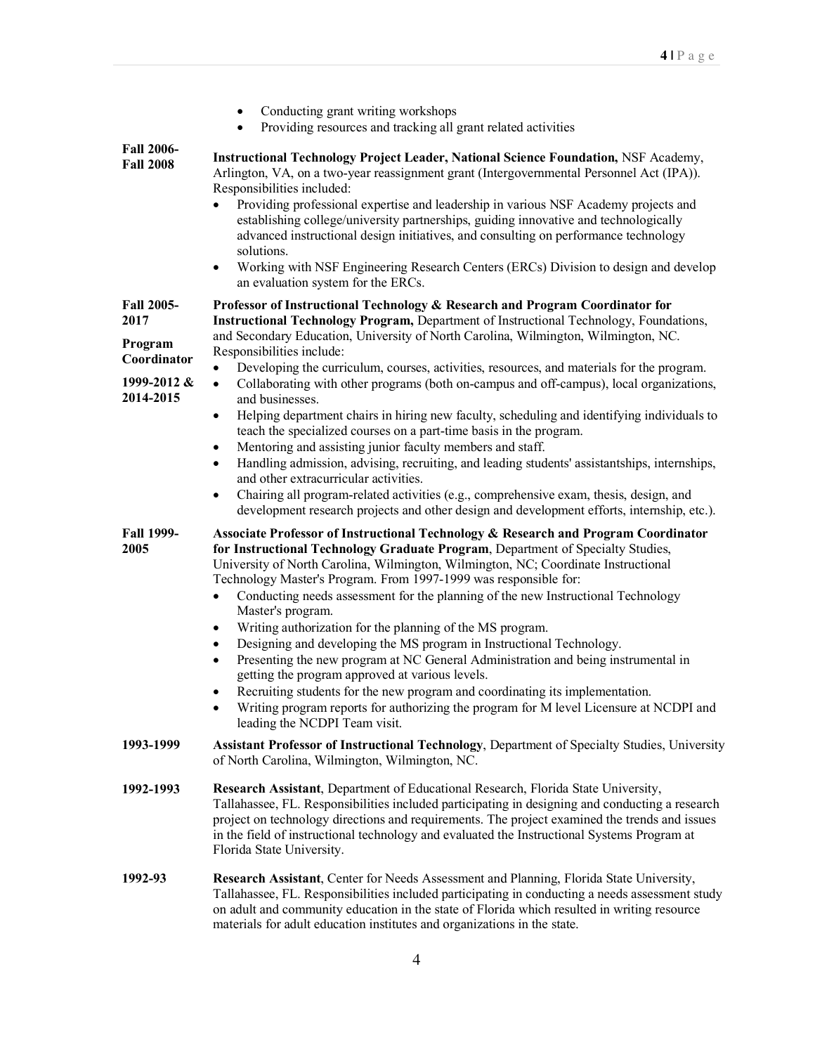- Conducting grant writing workshops
- Providing resources and tracking all grant related activities

**Fall 2006-Fall 2008**

**Instructional Technology Project Leader, National Science Foundation,** NSF Academy, Arlington, VA, on a two-year reassignment grant (Intergovernmental Personnel Act (IPA)). Responsibilities included:

- Providing professional expertise and leadership in various NSF Academy projects and establishing college/university partnerships, guiding innovative and technologically advanced instructional design initiatives, and consulting on performance technology solutions.
- Working with NSF Engineering Research Centers (ERCs) Division to design and develop an evaluation system for the ERCs.

**Fall 2005-2017**

**Program Coordinator**

**1999-2012 & 2014-2015**

**Professor of Instructional Technology & Research and Program Coordinator for Instructional Technology Program,** Department of Instructional Technology, Foundations, and Secondary Education, University of North Carolina, Wilmington, Wilmington, NC. Responsibilities include:

- Developing the curriculum, courses, activities, resources, and materials for the program.
- Collaborating with other programs (both on-campus and off-campus), local organizations, and businesses.
- Helping department chairs in hiring new faculty, scheduling and identifying individuals to teach the specialized courses on a part-time basis in the program.
- Mentoring and assisting junior faculty members and staff.
- Handling admission, advising, recruiting, and leading students' assistantships, internships, and other extracurricular activities.
- Chairing all program-related activities (e.g., comprehensive exam, thesis, design, and development research projects and other design and development efforts, internship, etc.).

**Fall 1999-2005**

**Associate Professor of Instructional Technology & Research and Program Coordinator for Instructional Technology Graduate Program**, Department of Specialty Studies, University of North Carolina, Wilmington, Wilmington, NC; Coordinate Instructional Technology Master's Program. From 1997-1999 was responsible for:

- Conducting needs assessment for the planning of the new Instructional Technology Master's program.
- Writing authorization for the planning of the MS program.
- Designing and developing the MS program in Instructional Technology.
- Presenting the new program at NC General Administration and being instrumental in getting the program approved at various levels.
- Recruiting students for the new program and coordinating its implementation.
- Writing program reports for authorizing the program for M level Licensure at NCDPI and leading the NCDPI Team visit.

**1993-1999**

**Assistant Professor of Instructional Technology**, Department of Specialty Studies, University of North Carolina, Wilmington, Wilmington, NC.

**1992-1993**

**Research Assistant**, Department of Educational Research, Florida State University, Tallahassee, FL. Responsibilities included participating in designing and conducting a research project on technology directions and requirements. The project examined the trends and issues in the field of instructional technology and evaluated the Instructional Systems Program at Florida State University.

**1992-93**

**Research Assistant**, Center for Needs Assessment and Planning, Florida State University, Tallahassee, FL. Responsibilities included participating in conducting a needs assessment study on adult and community education in the state of Florida which resulted in writing resource materials for adult education institutes and organizations in the state.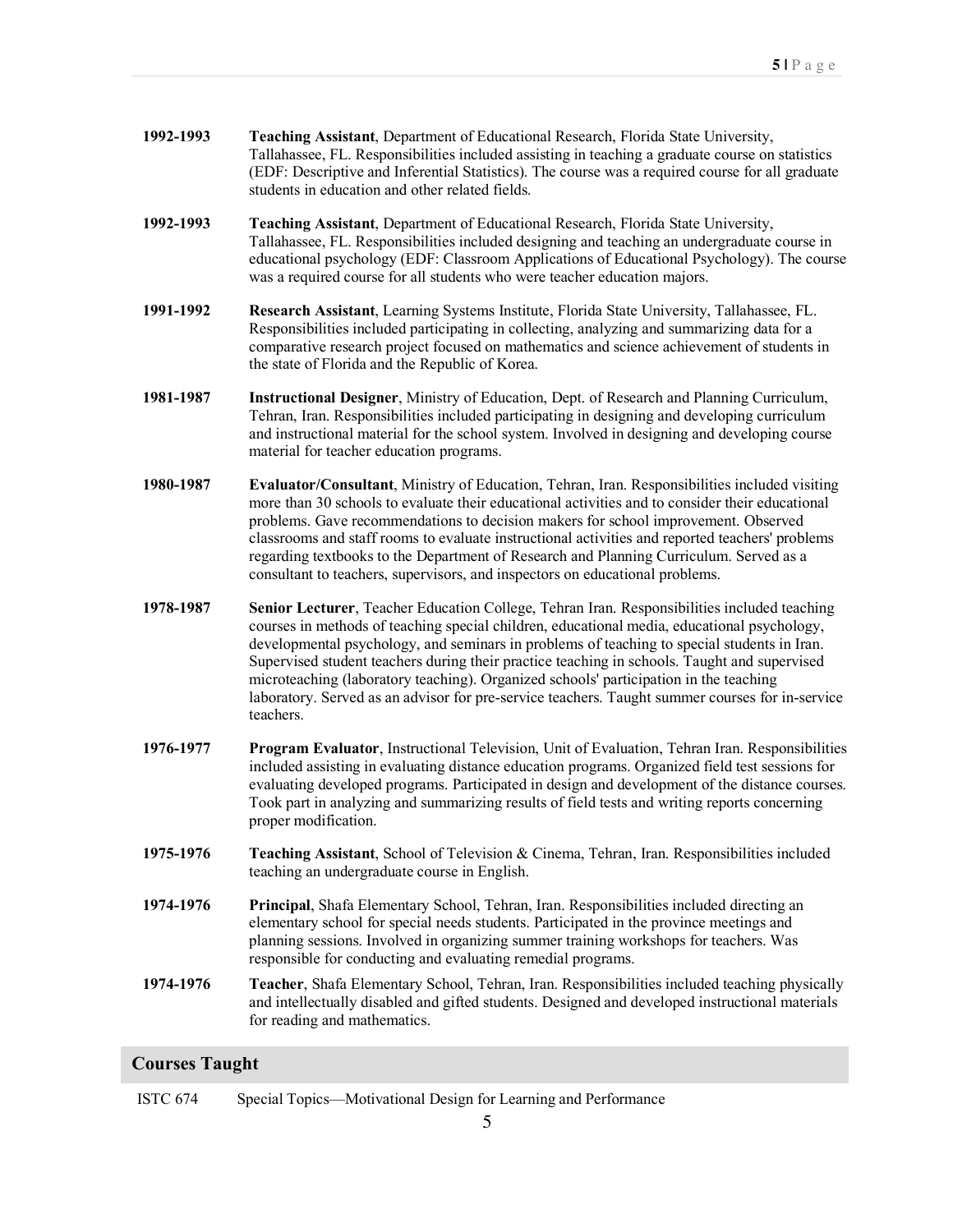**1992-1993** **Teaching Assistant**, Department of Educational Research, Florida State University, Tallahassee, FL. Responsibilities included assisting in teaching a graduate course on statistics (EDF: Descriptive and Inferential Statistics). The course was a required course for all graduate students in education and other related fields.

**1992-1993** **Teaching Assistant**, Department of Educational Research, Florida State University, Tallahassee, FL. Responsibilities included designing and teaching an undergraduate course in educational psychology (EDF: Classroom Applications of Educational Psychology). The course was a required course for all students who were teacher education majors.

**1991-1992** **Research Assistant**, Learning Systems Institute, Florida State University, Tallahassee, FL. Responsibilities included participating in collecting, analyzing and summarizing data for a comparative research project focused on mathematics and science achievement of students in the state of Florida and the Republic of Korea.

**1981-1987** **Instructional Designer**, Ministry of Education, Dept. of Research and Planning Curriculum, Tehran, Iran. Responsibilities included participating in designing and developing curriculum and instructional material for the school system. Involved in designing and developing course material for teacher education programs.

**1980-1987** **Evaluator/Consultant**, Ministry of Education, Tehran, Iran. Responsibilities included visiting more than 30 schools to evaluate their educational activities and to consider their educational problems. Gave recommendations to decision makers for school improvement. Observed classrooms and staff rooms to evaluate instructional activities and reported teachers' problems regarding textbooks to the Department of Research and Planning Curriculum. Served as a consultant to teachers, supervisors, and inspectors on educational problems.

**1978-1987** **Senior Lecturer**, Teacher Education College, Tehran Iran. Responsibilities included teaching courses in methods of teaching special children, educational media, educational psychology, developmental psychology, and seminars in problems of teaching to special students in Iran. Supervised student teachers during their practice teaching in schools. Taught and supervised microteaching (laboratory teaching). Organized schools' participation in the teaching laboratory. Served as an advisor for pre-service teachers. Taught summer courses for in-service teachers.

**1976-1977** **Program Evaluator**, Instructional Television, Unit of Evaluation, Tehran Iran. Responsibilities included assisting in evaluating distance education programs. Organized field test sessions for evaluating developed programs. Participated in design and development of the distance courses. Took part in analyzing and summarizing results of field tests and writing reports concerning proper modification.

**1975-1976** **Teaching Assistant**, School of Television & Cinema, Tehran, Iran. Responsibilities included teaching an undergraduate course in English.

**1974-1976** **Principal**, Shafa Elementary School, Tehran, Iran. Responsibilities included directing an elementary school for special needs students. Participated in the province meetings and planning sessions. Involved in organizing summer training workshops for teachers. Was responsible for conducting and evaluating remedial programs.

**1974-1976** **Teacher**, Shafa Elementary School, Tehran, Iran. Responsibilities included teaching physically and intellectually disabled and gifted students. Designed and developed instructional materials for reading and mathematics.

## Courses Taught

ISTC 674 Special Topics—Motivational Design for Learning and Performance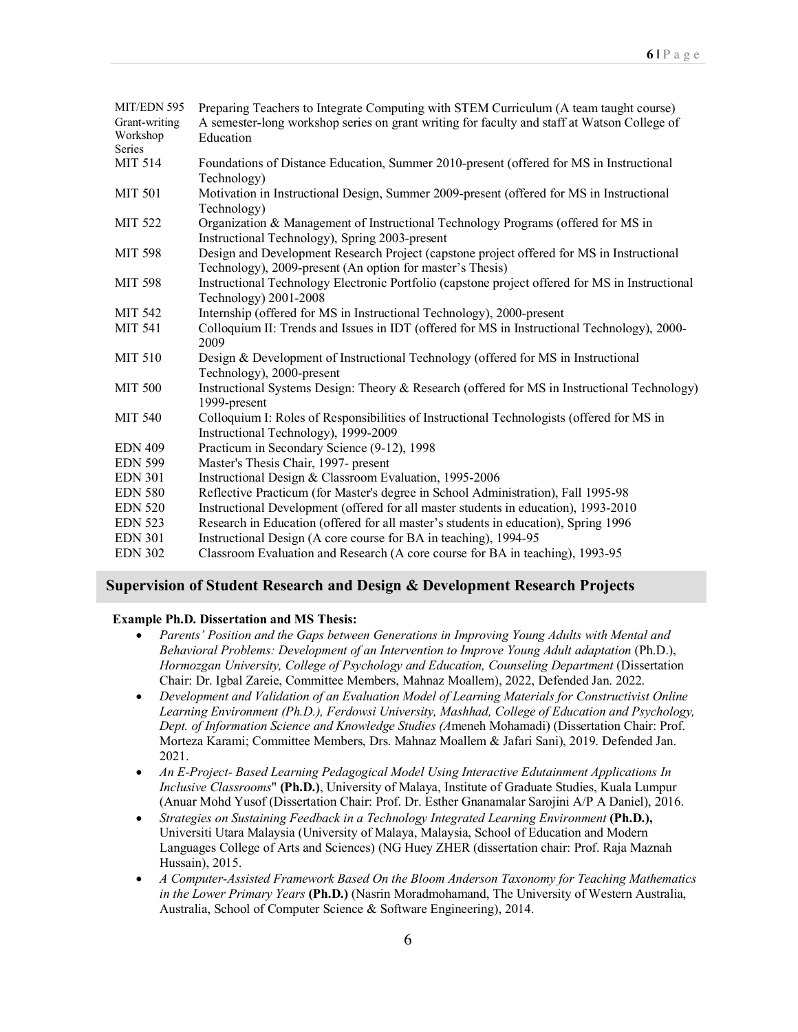| | |
|---|---|
| MIT/EDN 595 | Preparing Teachers to Integrate Computing with STEM Curriculum (A team taught course) |
| Grant-writing Workshop Series | A semester-long workshop series on grant writing for faculty and staff at Watson College of Education |
| MIT 514 | Foundations of Distance Education, Summer 2010-present (offered for MS in Instructional Technology) |
| MIT 501 | Motivation in Instructional Design, Summer 2009-present (offered for MS in Instructional Technology) |
| MIT 522 | Organization & Management of Instructional Technology Programs (offered for MS in Instructional Technology), Spring 2003-present |
| MIT 598 | Design and Development Research Project (capstone project offered for MS in Instructional Technology), 2009-present (An option for master's Thesis) |
| MIT 598 | Instructional Technology Electronic Portfolio (capstone project offered for MS in Instructional Technology) 2001-2008 |
| MIT 542 | Internship (offered for MS in Instructional Technology), 2000-present |
| MIT 541 | Colloquium II: Trends and Issues in IDT (offered for MS in Instructional Technology), 2000-2009 |
| MIT 510 | Design & Development of Instructional Technology (offered for MS in Instructional Technology), 2000-present |
| MIT 500 | Instructional Systems Design: Theory & Research (offered for MS in Instructional Technology) 1999-present |
| MIT 540 | Colloquium I: Roles of Responsibilities of Instructional Technologists (offered for MS in Instructional Technology), 1999-2009 |
| EDN 409 | Practicum in Secondary Science (9-12), 1998 |
| EDN 599 | Master's Thesis Chair, 1997- present |
| EDN 301 | Instructional Design & Classroom Evaluation, 1995-2006 |
| EDN 580 | Reflective Practicum (for Master's degree in School Administration), Fall 1995-98 |
| EDN 520 | Instructional Development (offered for all master students in education), 1993-2010 |
| EDN 523 | Research in Education (offered for all master's students in education), Spring 1996 |
| EDN 301 | Instructional Design (A core course for BA in teaching), 1994-95 |
| EDN 302 | Classroom Evaluation and Research (A core course for BA in teaching), 1993-95 |

## Supervision of Student Research and Design & Development Research Projects

**Example Ph.D. Dissertation and MS Thesis:**

- *Parents' Position and the Gaps between Generations in Improving Young Adults with Mental and Behavioral Problems: Development of an Intervention to Improve Young Adult adaptation* (Ph.D.), *Hormozgan University, College of Psychology and Education, Counseling Department* (Dissertation Chair: Dr. Igbal Zareie, Committee Members, Mahnaz Moallem), 2022, Defended Jan. 2022.
- *Development and Validation of an Evaluation Model of Learning Materials for Constructivist Online Learning Environment (Ph.D.), Ferdowsi University, Mashhad, College of Education and Psychology, Dept. of Information Science and Knowledge Studies (A*meneh Mohamadi) (Dissertation Chair: Prof. Morteza Karami; Committee Members, Drs. Mahnaz Moallem & Jafari Sani), 2019. Defended Jan. 2021.
- *An E-Project- Based Learning Pedagogical Model Using Interactive Edutainment Applications In Inclusive Classrooms*" **(Ph.D.)**, University of Malaya, Institute of Graduate Studies, Kuala Lumpur (Anuar Mohd Yusof (Dissertation Chair: Prof. Dr. Esther Gnanamalar Sarojini A/P A Daniel), 2016.
- *Strategies on Sustaining Feedback in a Technology Integrated Learning Environment* **(Ph.D.),** Universiti Utara Malaysia (University of Malaya, Malaysia, School of Education and Modern Languages College of Arts and Sciences) (NG Huey ZHER (dissertation chair: Prof. Raja Maznah Hussain), 2015.
- *A Computer-Assisted Framework Based On the Bloom Anderson Taxonomy for Teaching Mathematics in the Lower Primary Years* **(Ph.D.)** (Nasrin Moradmohamand, The University of Western Australia, Australia, School of Computer Science & Software Engineering), 2014.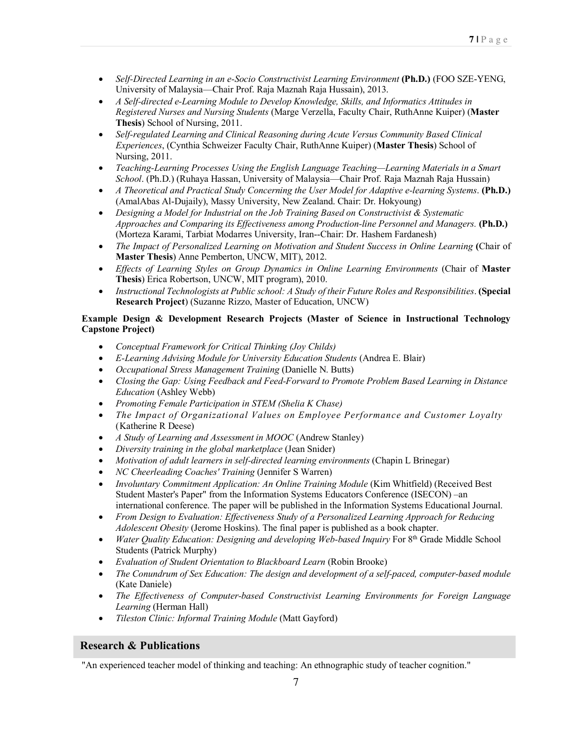- *Self-Directed Learning in an e-Socio Constructivist Learning Environment* **(Ph.D.)** (FOO SZE-YENG, University of Malaysia—Chair Prof. Raja Maznah Raja Hussain), 2013.
- *A Self-directed e-Learning Module to Develop Knowledge, Skills, and Informatics Attitudes in Registered Nurses and Nursing Students* (Marge Verzella, Faculty Chair, RuthAnne Kuiper) (**Master Thesis**) School of Nursing, 2011.
- *Self-regulated Learning and Clinical Reasoning during Acute Versus Community Based Clinical Experiences*, (Cynthia Schweizer Faculty Chair, RuthAnne Kuiper) (**Master Thesis**) School of Nursing, 2011.
- *Teaching-Learning Processes Using the English Language Teaching—Learning Materials in a Smart School*. (Ph.D.) (Ruhaya Hassan, University of Malaysia—Chair Prof. Raja Maznah Raja Hussain)
- *A Theoretical and Practical Study Concerning the User Model for Adaptive e-learning Systems*. **(Ph.D.)** (AmalAbas Al-Dujaily), Massy University, New Zealand. Chair: Dr. Hokyoung)
- *Designing a Model for Industrial on the Job Training Based on Constructivist & Systematic Approaches and Comparing its Effectiveness among Production-line Personnel and Managers.* **(Ph.D.)** (Morteza Karami, Tarbiat Modarres University, Iran--Chair: Dr. Hashem Fardanesh)
- *The Impact of Personalized Learning on Motivation and Student Success in Online Learning* **(**Chair of **Master Thesis**) Anne Pemberton, UNCW, MIT), 2012.
- *Effects of Learning Styles on Group Dynamics in Online Learning Environments* (Chair of **Master Thesis**) Erica Robertson, UNCW, MIT program), 2010.
- *Instructional Technologists at Public school: A Study of their Future Roles and Responsibilities*. **(Special Research Project**) (Suzanne Rizzo, Master of Education, UNCW)

**Example Design & Development Research Projects (Master of Science in Instructional Technology Capstone Project)**

- *Conceptual Framework for Critical Thinking (Joy Childs)*
- *E-Learning Advising Module for University Education Students* (Andrea E. Blair)
- *Occupational Stress Management Training* (Danielle N. Butts)
- *Closing the Gap: Using Feedback and Feed-Forward to Promote Problem Based Learning in Distance Education* (Ashley Webb)
- *Promoting Female Participation in STEM (Shelia K Chase)*
- *The Impact of Organizational Values on Employee Performance and Customer Loyalty* (Katherine R Deese)
- *A Study of Learning and Assessment in MOOC* (Andrew Stanley)
- *Diversity training in the global marketplace* (Jean Snider)
- *Motivation of adult learners in self-directed learning environments* (Chapin L Brinegar)
- *NC Cheerleading Coaches' Training* (Jennifer S Warren)
- *Involuntary Commitment Application: An Online Training Module* (Kim Whitfield) (Received Best Student Master's Paper" from the Information Systems Educators Conference (ISECON) –an international conference. The paper will be published in the Information Systems Educational Journal.
- *From Design to Evaluation: Effectiveness Study of a Personalized Learning Approach for Reducing Adolescent Obesity* (Jerome Hoskins). The final paper is published as a book chapter.
- *Water Quality Education: Designing and developing Web-based Inquiry* For 8th Grade Middle School Students (Patrick Murphy)
- *Evaluation of Student Orientation to Blackboard Learn* (Robin Brooke)
- *The Conundrum of Sex Education: The design and development of a self-paced, computer-based module* (Kate Daniele)
- *The Effectiveness of Computer-based Constructivist Learning Environments for Foreign Language Learning* (Herman Hall)
- *Tileston Clinic: Informal Training Module* (Matt Gayford)

## Research & Publications

"An experienced teacher model of thinking and teaching: An ethnographic study of teacher cognition."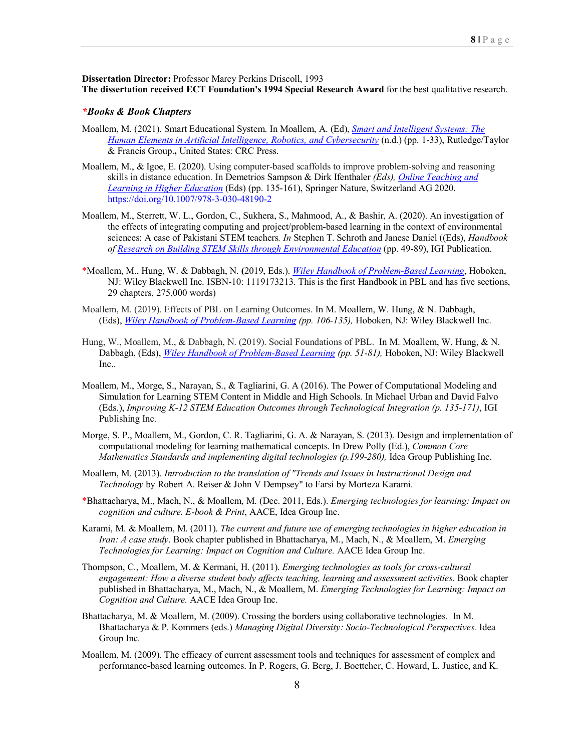**Dissertation Director:** Professor Marcy Perkins Driscoll, 1993
**The dissertation received ECT Foundation's 1994 Special Research Award** for the best qualitative research.

### ****Books & Book Chapters***

Moallem, M. (2021). Smart Educational System. In Moallem, A. (Ed), *Smart and Intelligent Systems: The Human Elements in Artificial Intelligence, Robotics, and Cybersecurity* (n.d.) (pp. 1-33), Rutledge/Taylor & Francis Group**.,** United States: CRC Press.

Moallem, M., & Igoe, E. (2020). Using computer-based scaffolds to improve problem-solving and reasoning skills in distance education. In Demetrios Sampson & Dirk Ifenthaler *(Eds), Online Teaching and Learning in Higher Education* (Eds) (pp. 135-161), Springer Nature, Switzerland AG 2020. https://doi.org/10.1007/978-3-030-48190-2

Moallem, M., Sterrett, W. L., Gordon, C., Sukhera, S., Mahmood, A., & Bashir, A. (2020). An investigation of the effects of integrating computing and project/problem-based learning in the context of environmental sciences: A case of Pakistani STEM teachers*. In* Stephen T. Schroth and Janese Daniel ((Eds), *Handbook of Research on Building STEM Skills through Environmental Education* (pp. 49-89), IGI Publication.

*Moallem, M., Hung, W. & Dabbagh, N. **(**2019, Eds.). *Wiley Handbook of Problem-Based Learning*, Hoboken, NJ: Wiley Blackwell Inc. ISBN-10: 1119173213. This is the first Handbook in PBL and has five sections, 29 chapters, 275,000 words)

Moallem, M. (2019). Effects of PBL on Learning Outcomes. In M. Moallem, W. Hung, & N. Dabbagh, (Eds), *Wiley Handbook of Problem-Based Learning (pp. 106-135),* Hoboken, NJ: Wiley Blackwell Inc.

Hung, W., Moallem, M., & Dabbagh, N. (2019). Social Foundations of PBL. In M. Moallem, W. Hung, & N. Dabbagh, (Eds), *Wiley Handbook of Problem-Based Learning (pp. 51-81),* Hoboken, NJ: Wiley Blackwell Inc..

Moallem, M., Morge, S., Narayan, S., & Tagliarini, G. A (2016). The Power of Computational Modeling and Simulation for Learning STEM Content in Middle and High Schools. In Michael Urban and David Falvo (Eds.), *Improving K-12 STEM Education Outcomes through Technological Integration (p. 135-171)*, IGI Publishing Inc.

Morge, S. P., Moallem, M., Gordon, C. R. Tagliarini, G. A. & Narayan, S. (2013). Design and implementation of computational modeling for learning mathematical concepts. In Drew Polly (Ed.), *Common Core Mathematics Standards and implementing digital technologies (p.199-280),* Idea Group Publishing Inc.

Moallem, M. (2013). *Introduction to the translation of "Trends and Issues in Instructional Design and Technology* by Robert A. Reiser & John V Dempsey" to Farsi by Morteza Karami.

*Bhattacharya, M., Mach, N., & Moallem, M. (Dec. 2011, Eds.). *Emerging technologies for learning: Impact on cognition and culture. E-book & Print*, AACE, Idea Group Inc.

Karami, M. & Moallem, M. (2011). *The current and future use of emerging technologies in higher education in Iran: A case study*. Book chapter published in Bhattacharya, M., Mach, N., & Moallem, M. *Emerging Technologies for Learning: Impact on Cognition and Culture.* AACE Idea Group Inc.

Thompson, C., Moallem, M. & Kermani, H. (2011). *Emerging technologies as tools for cross-cultural engagement: How a diverse student body affects teaching, learning and assessment activities*. Book chapter published in Bhattacharya, M., Mach, N., & Moallem, M. *Emerging Technologies for Learning: Impact on Cognition and Culture.* AACE Idea Group Inc.

Bhattacharya, M. & Moallem, M. (2009). Crossing the borders using collaborative technologies. In M. Bhattacharya & P. Kommers (eds.) *Managing Digital Diversity: Socio-Technological Perspectives.* Idea Group Inc.

Moallem, M. (2009). The efficacy of current assessment tools and techniques for assessment of complex and performance-based learning outcomes. In P. Rogers, G. Berg, J. Boettcher, C. Howard, L. Justice, and K.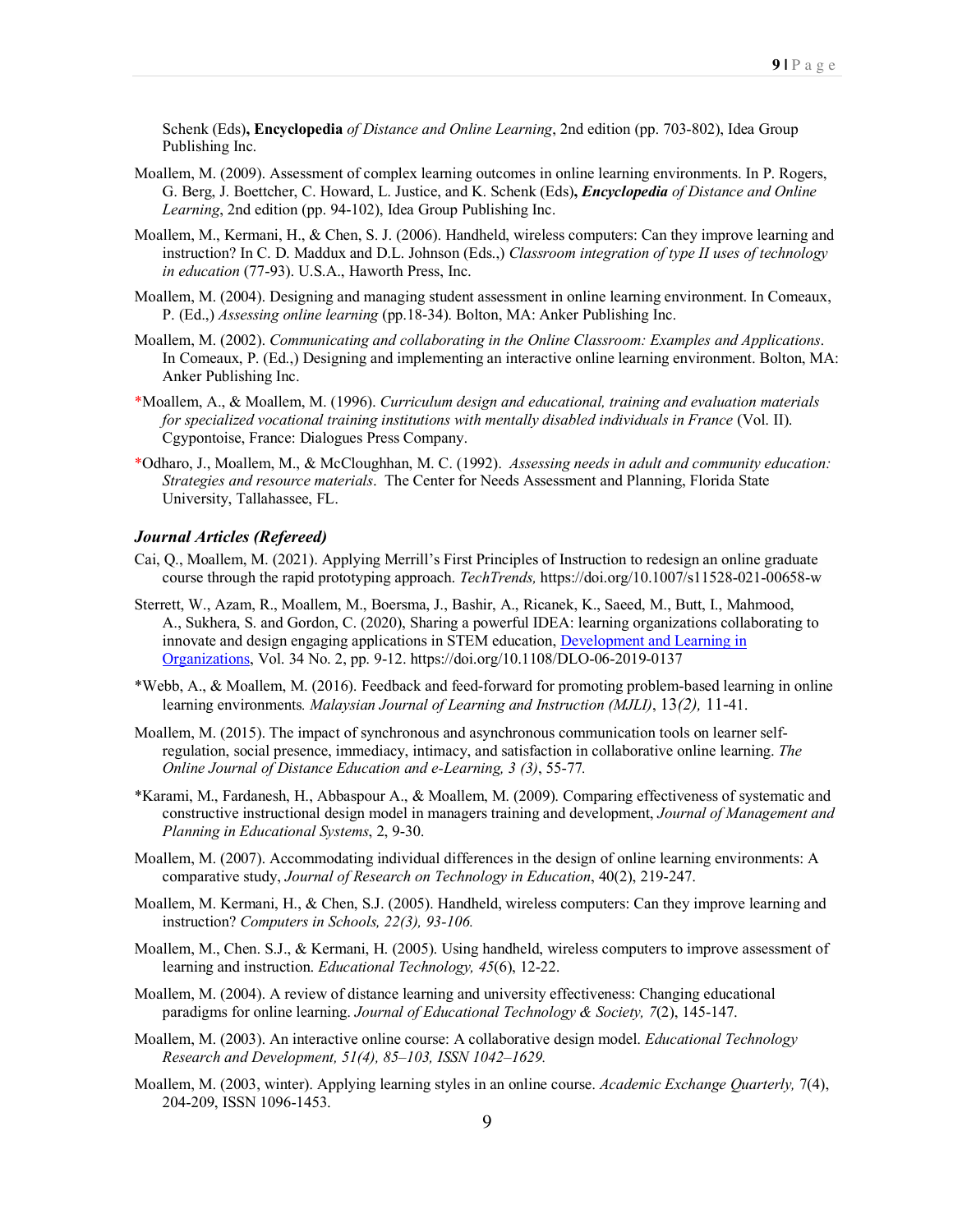Schenk (Eds)**, Encyclopedia** *of Distance and Online Learning*, 2nd edition (pp. 703-802), Idea Group Publishing Inc.

Moallem, M. (2009). Assessment of complex learning outcomes in online learning environments. In P. Rogers, G. Berg, J. Boettcher, C. Howard, L. Justice, and K. Schenk (Eds)**, *Encyclopedia*** *of Distance and Online Learning*, 2nd edition (pp. 94-102), Idea Group Publishing Inc.

Moallem, M., Kermani, H., & Chen, S. J. (2006). Handheld, wireless computers: Can they improve learning and instruction? In C. D. Maddux and D.L. Johnson (Eds.,) *Classroom integration of type II uses of technology in education* (77-93). U.S.A., Haworth Press, Inc.

Moallem, M. (2004). Designing and managing student assessment in online learning environment. In Comeaux, P. (Ed.,) *Assessing online learning* (pp.18-34). Bolton, MA: Anker Publishing Inc.

Moallem, M. (2002). *Communicating and collaborating in the Online Classroom: Examples and Applications*. In Comeaux, P. (Ed.,) Designing and implementing an interactive online learning environment. Bolton, MA: Anker Publishing Inc.

*Moallem, A., & Moallem, M. (1996). *Curriculum design and educational, training and evaluation materials for specialized vocational training institutions with mentally disabled individuals in France* (Vol. II). Cgypontoise, France: Dialogues Press Company.

*Odharo, J., Moallem, M., & McCloughhan, M. C. (1992). *Assessing needs in adult and community education: Strategies and resource materials*. The Center for Needs Assessment and Planning, Florida State University, Tallahassee, FL.

### *Journal Articles (Refereed)*

Cai, Q., Moallem, M. (2021). Applying Merrill's First Principles of Instruction to redesign an online graduate course through the rapid prototyping approach. *TechTrends,* https://doi.org/10.1007/s11528-021-00658-w

Sterrett, W., Azam, R., Moallem, M., Boersma, J., Bashir, A., Ricanek, K., Saeed, M., Butt, I., Mahmood, A., Sukhera, S. and Gordon, C. (2020), Sharing a powerful IDEA: learning organizations collaborating to innovate and design engaging applications in STEM education, Development and Learning in Organizations, Vol. 34 No. 2, pp. 9-12. https://doi.org/10.1108/DLO-06-2019-0137

*Webb, A., & Moallem, M. (2016). Feedback and feed-forward for promoting problem-based learning in online learning environments*. Malaysian Journal of Learning and Instruction (MJLI)*, 13*(2),* 11-41.

Moallem, M. (2015). The impact of synchronous and asynchronous communication tools on learner self-regulation, social presence, immediacy, intimacy, and satisfaction in collaborative online learning. *The Online Journal of Distance Education and e-Learning, 3 (3)*, 55-77*.*

*Karami, M., Fardanesh, H., Abbaspour A., & Moallem, M. (2009). Comparing effectiveness of systematic and constructive instructional design model in managers training and development, *Journal of Management and Planning in Educational Systems*, 2, 9-30.

Moallem, M. (2007). Accommodating individual differences in the design of online learning environments: A comparative study, *Journal of Research on Technology in Education*, 40(2), 219-247.

Moallem, M. Kermani, H., & Chen, S.J. (2005). Handheld, wireless computers: Can they improve learning and instruction? *Computers in Schools, 22(3), 93-106.*

Moallem, M., Chen. S.J., & Kermani, H. (2005). Using handheld, wireless computers to improve assessment of learning and instruction. *Educational Technology, 45*(6), 12-22.

Moallem, M. (2004). A review of distance learning and university effectiveness: Changing educational paradigms for online learning. *Journal of Educational Technology & Society, 7*(2), 145-147.

Moallem, M. (2003). An interactive online course: A collaborative design model. *Educational Technology Research and Development, 51(4), 85–103, ISSN 1042–1629.*

Moallem, M. (2003, winter). Applying learning styles in an online course. *Academic Exchange Quarterly,* 7(4), 204-209, ISSN 1096-1453.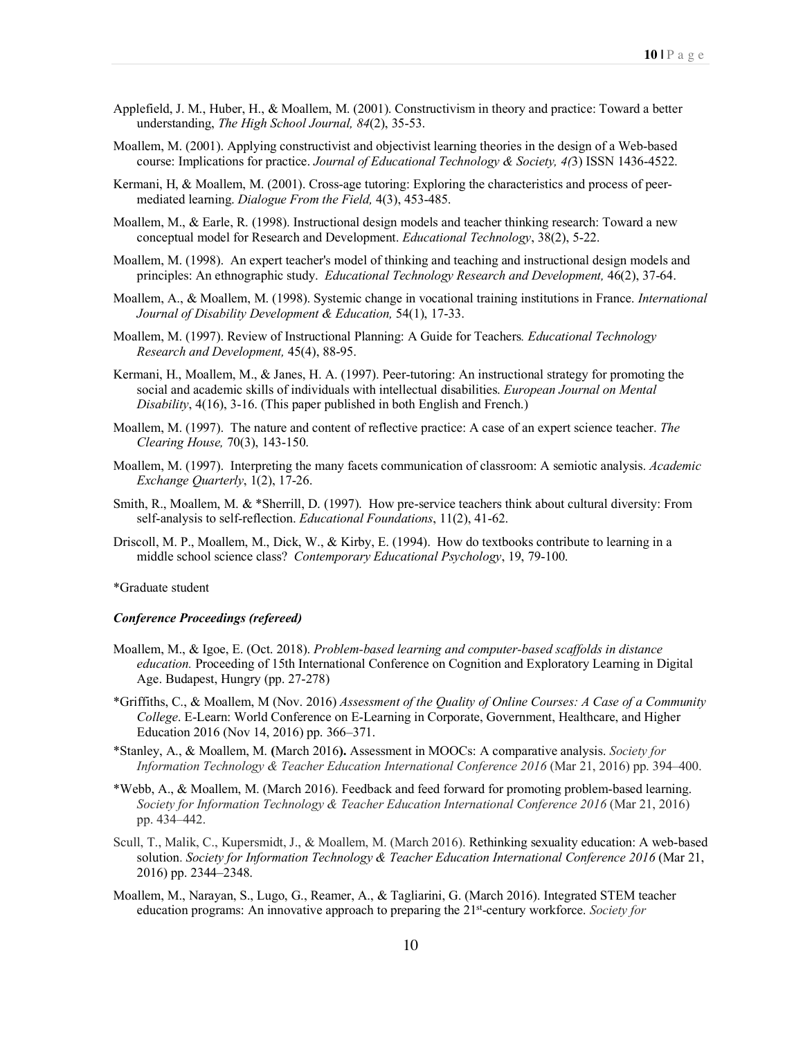Applefield, J. M., Huber, H., & Moallem, M. (2001). Constructivism in theory and practice: Toward a better understanding, *The High School Journal, 84*(2), 35-53.

Moallem, M. (2001). Applying constructivist and objectivist learning theories in the design of a Web-based course: Implications for practice. *Journal of Educational Technology & Society, 4(*3) ISSN 1436-4522.

Kermani, H, & Moallem, M. (2001). Cross-age tutoring: Exploring the characteristics and process of peer-mediated learning. *Dialogue From the Field,* 4(3), 453-485.

Moallem, M., & Earle, R. (1998). Instructional design models and teacher thinking research: Toward a new conceptual model for Research and Development. *Educational Technology*, 38(2), 5-22.

Moallem, M. (1998). An expert teacher's model of thinking and teaching and instructional design models and principles: An ethnographic study. *Educational Technology Research and Development,* 46(2), 37-64.

Moallem, A., & Moallem, M. (1998). Systemic change in vocational training institutions in France. *International Journal of Disability Development & Education,* 54(1), 17-33.

Moallem, M. (1997). Review of Instructional Planning: A Guide for Teachers*. Educational Technology Research and Development,* 45(4), 88-95.

Kermani, H., Moallem, M., & Janes, H. A. (1997). Peer-tutoring: An instructional strategy for promoting the social and academic skills of individuals with intellectual disabilities. *European Journal on Mental Disability*, 4(16), 3-16. (This paper published in both English and French.)

Moallem, M. (1997). The nature and content of reflective practice: A case of an expert science teacher. *The Clearing House,* 70(3), 143-150.

Moallem, M. (1997). Interpreting the many facets communication of classroom: A semiotic analysis. *Academic Exchange Quarterly*, 1(2), 17-26.

Smith, R., Moallem, M. & *Sherrill, D. (1997). How pre-service teachers think about cultural diversity: From self-analysis to self-reflection. *Educational Foundations*, 11(2), 41-62.

Driscoll, M. P., Moallem, M., Dick, W., & Kirby, E. (1994). How do textbooks contribute to learning in a middle school science class? *Contemporary Educational Psychology*, 19, 79-100.

*Graduate student

***Conference Proceedings (refereed)***

Moallem, M., & Igoe, E. (Oct. 2018). *Problem-based learning and computer-based scaffolds in distance education.* Proceeding of 15th International Conference on Cognition and Exploratory Learning in Digital Age. Budapest, Hungry (pp. 27-278)

*Griffiths, C., & Moallem, M (Nov. 2016) *Assessment of the Quality of Online Courses: A Case of a Community College*. E-Learn: World Conference on E-Learning in Corporate, Government, Healthcare, and Higher Education 2016 (Nov 14, 2016) pp. 366–371.

*Stanley, A., & Moallem, M. **(**March 2016**).** Assessment in MOOCs: A comparative analysis. *Society for Information Technology & Teacher Education International Conference 2016* (Mar 21, 2016) pp. 394–400.

*Webb, A., & Moallem, M. (March 2016). Feedback and feed forward for promoting problem-based learning. *Society for Information Technology & Teacher Education International Conference 2016* (Mar 21, 2016) pp. 434–442.

Scull, T., Malik, C., Kupersmidt, J., & Moallem, M. (March 2016). Rethinking sexuality education: A web-based solution. *Society for Information Technology & Teacher Education International Conference 2016* (Mar 21, 2016) pp. 2344–2348.

Moallem, M., Narayan, S., Lugo, G., Reamer, A., & Tagliarini, G. (March 2016). Integrated STEM teacher education programs: An innovative approach to preparing the 21st-century workforce. *Society for*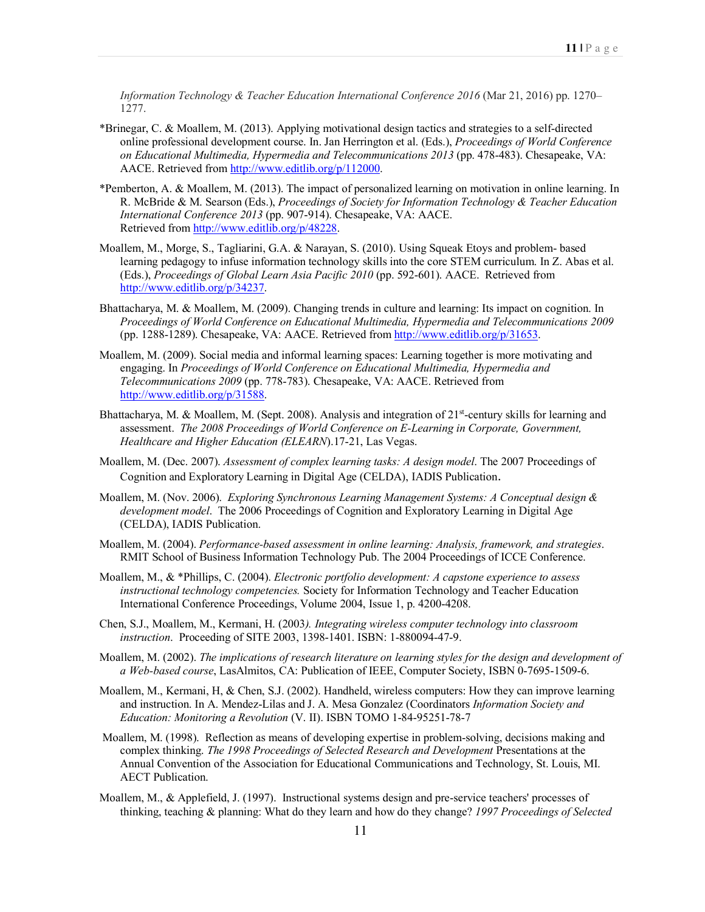*Information Technology & Teacher Education International Conference 2016* (Mar 21, 2016) pp. 1270–1277.

*Brinegar, C. & Moallem, M. (2013). Applying motivational design tactics and strategies to a self-directed online professional development course. In. Jan Herrington et al. (Eds.), *Proceedings of World Conference on Educational Multimedia, Hypermedia and Telecommunications 2013* (pp. 478-483). Chesapeake, VA: AACE. Retrieved from http://www.editlib.org/p/112000.

*Pemberton, A. & Moallem, M. (2013). The impact of personalized learning on motivation in online learning. In R. McBride & M. Searson (Eds.), *Proceedings of Society for Information Technology & Teacher Education International Conference 2013* (pp. 907-914). Chesapeake, VA: AACE. Retrieved from http://www.editlib.org/p/48228.

Moallem, M., Morge, S., Tagliarini, G.A. & Narayan, S. (2010). Using Squeak Etoys and problem- based learning pedagogy to infuse information technology skills into the core STEM curriculum. In Z. Abas et al. (Eds.), *Proceedings of Global Learn Asia Pacific 2010* (pp. 592-601). AACE. Retrieved from http://www.editlib.org/p/34237.

Bhattacharya, M. & Moallem, M. (2009). Changing trends in culture and learning: Its impact on cognition. In *Proceedings of World Conference on Educational Multimedia, Hypermedia and Telecommunications 2009* (pp. 1288-1289). Chesapeake, VA: AACE. Retrieved from http://www.editlib.org/p/31653.

Moallem, M. (2009). Social media and informal learning spaces: Learning together is more motivating and engaging. In *Proceedings of World Conference on Educational Multimedia, Hypermedia and Telecommunications 2009* (pp. 778-783). Chesapeake, VA: AACE. Retrieved from http://www.editlib.org/p/31588.

Bhattacharya, M. & Moallem, M. (Sept. 2008). Analysis and integration of 21st-century skills for learning and assessment. *The 2008 Proceedings of World Conference on E-Learning in Corporate, Government, Healthcare and Higher Education (ELEARN)*.17-21, Las Vegas.

Moallem, M. (Dec. 2007). *Assessment of complex learning tasks: A design model*. The 2007 Proceedings of Cognition and Exploratory Learning in Digital Age (CELDA), IADIS Publication.

Moallem, M. (Nov. 2006). *Exploring Synchronous Learning Management Systems: A Conceptual design & development model*. The 2006 Proceedings of Cognition and Exploratory Learning in Digital Age (CELDA), IADIS Publication.

Moallem, M. (2004). *Performance-based assessment in online learning: Analysis, framework, and strategies*. RMIT School of Business Information Technology Pub. The 2004 Proceedings of ICCE Conference.

Moallem, M., & *Phillips, C. (2004). *Electronic portfolio development: A capstone experience to assess instructional technology competencies.* Society for Information Technology and Teacher Education International Conference Proceedings, Volume 2004, Issue 1, p. 4200-4208.

Chen, S.J., Moallem, M., Kermani, H. (2003*). Integrating wireless computer technology into classroom instruction*. Proceeding of SITE 2003, 1398-1401. ISBN: 1-880094-47-9.

Moallem, M. (2002). *The implications of research literature on learning styles for the design and development of a Web-based course*, LasAlmitos, CA: Publication of IEEE, Computer Society, ISBN 0-7695-1509-6.

Moallem, M., Kermani, H, & Chen, S.J. (2002). Handheld, wireless computers: How they can improve learning and instruction. In A. Mendez-Lilas and J. A. Mesa Gonzalez (Coordinators *Information Society and Education: Monitoring a Revolution* (V. II). ISBN TOMO 1-84-95251-78-7

Moallem, M. (1998). Reflection as means of developing expertise in problem-solving, decisions making and complex thinking. *The 1998 Proceedings of Selected Research and Development* Presentations at the Annual Convention of the Association for Educational Communications and Technology, St. Louis, MI. AECT Publication.

Moallem, M., & Applefield, J. (1997). Instructional systems design and pre-service teachers' processes of thinking, teaching & planning: What do they learn and how do they change? *1997 Proceedings of Selected*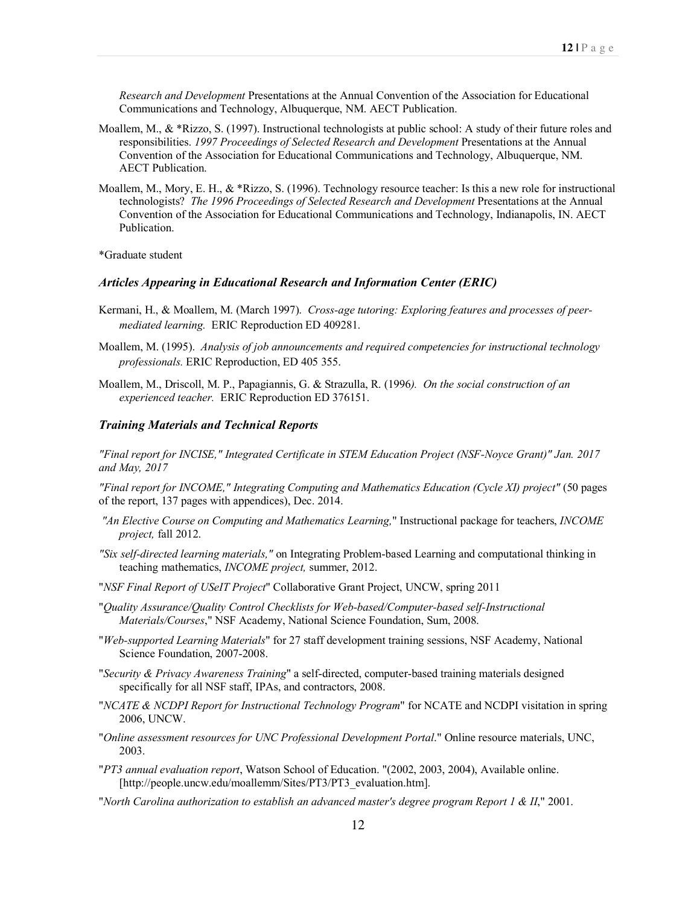*Research and Development* Presentations at the Annual Convention of the Association for Educational Communications and Technology, Albuquerque, NM. AECT Publication.

Moallem, M., & *Rizzo, S. (1997). Instructional technologists at public school: A study of their future roles and responsibilities. *1997 Proceedings of Selected Research and Development* Presentations at the Annual Convention of the Association for Educational Communications and Technology, Albuquerque, NM. AECT Publication.

Moallem, M., Mory, E. H., & *Rizzo, S. (1996). Technology resource teacher: Is this a new role for instructional technologists? *The 1996 Proceedings of Selected Research and Development* Presentations at the Annual Convention of the Association for Educational Communications and Technology, Indianapolis, IN. AECT Publication.

*Graduate student

### *Articles Appearing in Educational Research and Information Center (ERIC)*

Kermani, H., & Moallem, M. (March 1997). *Cross-age tutoring: Exploring features and processes of peer-mediated learning.* ERIC Reproduction ED 409281.

Moallem, M. (1995). *Analysis of job announcements and required competencies for instructional technology professionals.* ERIC Reproduction, ED 405 355.

Moallem, M., Driscoll, M. P., Papagiannis, G. & Strazulla, R. (1996*). On the social construction of an experienced teacher.* ERIC Reproduction ED 376151.

### *Training Materials and Technical Reports*

*"Final report for INCISE," Integrated Certificate in STEM Education Project (NSF-Noyce Grant)" Jan. 2017 and May, 2017*

*"Final report for INCOME," Integrating Computing and Mathematics Education (Cycle XI) project"* (50 pages of the report, 137 pages with appendices), Dec. 2014.

*"An Elective Course on Computing and Mathematics Learning,"* Instructional package for teachers, *INCOME project,* fall 2012.

*"Six self-directed learning materials,"* on Integrating Problem-based Learning and computational thinking in teaching mathematics, *INCOME project,* summer, 2012.

"*NSF Final Report of USeIT Project*" Collaborative Grant Project, UNCW, spring 2011

"*Quality Assurance/Quality Control Checklists for Web-based/Computer-based self-Instructional Materials/Courses*," NSF Academy, National Science Foundation, Sum, 2008.

"*Web-supported Learning Materials*" for 27 staff development training sessions, NSF Academy, National Science Foundation, 2007-2008.

"*Security & Privacy Awareness Training*" a self-directed, computer-based training materials designed specifically for all NSF staff, IPAs, and contractors, 2008.

"*NCATE & NCDPI Report for Instructional Technology Program*" for NCATE and NCDPI visitation in spring 2006, UNCW.

"*Online assessment resources for UNC Professional Development Portal*." Online resource materials, UNC, 2003.

"*PT3 annual evaluation report*, Watson School of Education. "(2002, 2003, 2004), Available online. [http://people.uncw.edu/moallemm/Sites/PT3/PT3_evaluation.htm].

"*North Carolina authorization to establish an advanced master's degree program Report 1 & II*," 2001.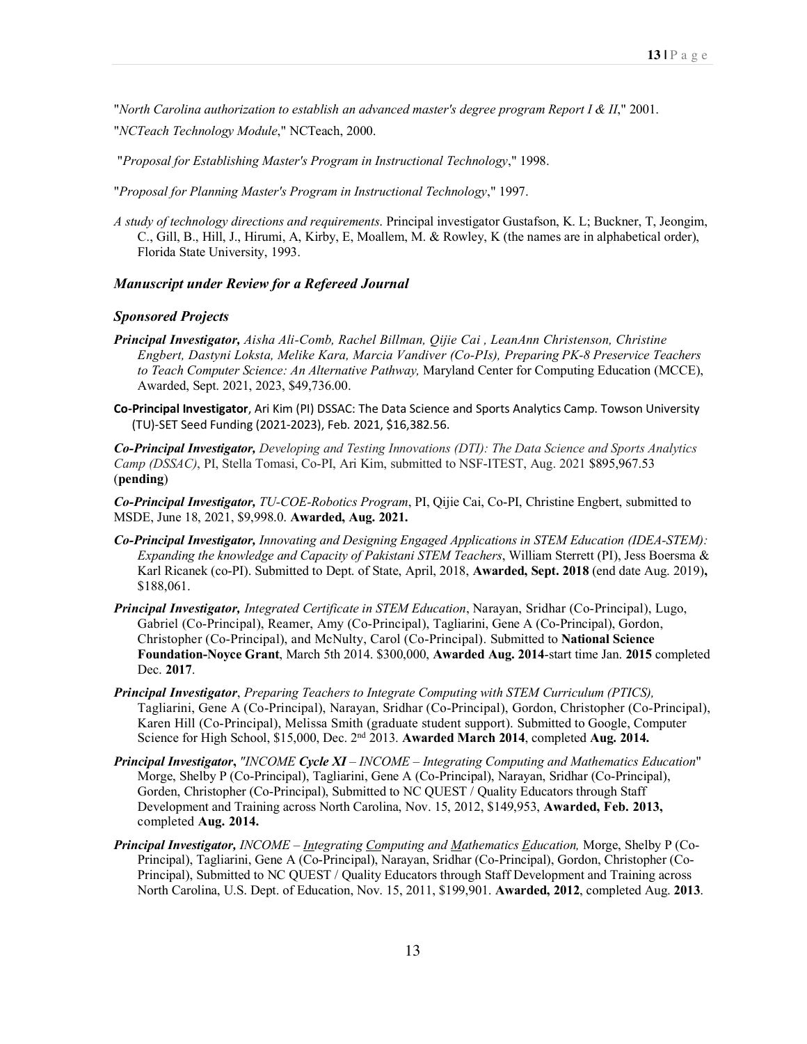"*North Carolina authorization to establish an advanced master's degree program Report I & II*," 2001.

"*NCTeach Technology Module*," NCTeach, 2000.

"*Proposal for Establishing Master's Program in Instructional Technology*," 1998.

"*Proposal for Planning Master's Program in Instructional Technology*," 1997.

*A study of technology directions and requirements*. Principal investigator Gustafson, K. L; Buckner, T, Jeongim, C., Gill, B., Hill, J., Hirumi, A, Kirby, E, Moallem, M. & Rowley, K (the names are in alphabetical order), Florida State University, 1993.

### *Manuscript under Review for a Refereed Journal*

### *Sponsored Projects*

***Principal Investigator,*** *Aisha Ali-Comb, Rachel Billman, Qijie Cai , LeanAnn Christenson, Christine Engbert, Dastyni Loksta, Melike Kara, Marcia Vandiver (Co-PIs), Preparing PK-8 Preservice Teachers to Teach Computer Science: An Alternative Pathway,* Maryland Center for Computing Education (MCCE), Awarded, Sept. 2021, 2023, $49,736.00.

**Co-Principal Investigator**, Ari Kim (PI) DSSAC: The Data Science and Sports Analytics Camp. Towson University (TU)-SET Seed Funding (2021-2023), Feb. 2021, $16,382.56.

***Co-Principal Investigator,*** *Developing and Testing Innovations (DTI): The Data Science and Sports Analytics Camp (DSSAC)*, PI, Stella Tomasi, Co-PI, Ari Kim, submitted to NSF-ITEST, Aug. 2021 $895,967.53 (**pending**)

***Co-Principal Investigator,*** *TU-COE-Robotics Program*, PI, Qijie Cai, Co-PI, Christine Engbert, submitted to MSDE, June 18, 2021, $9,998.0. **Awarded, Aug. 2021.**

***Co-Principal Investigator,*** *Innovating and Designing Engaged Applications in STEM Education (IDEA-STEM): Expanding the knowledge and Capacity of Pakistani STEM Teachers*, William Sterrett (PI), Jess Boersma & Karl Ricanek (co-PI). Submitted to Dept. of State, April, 2018, **Awarded, Sept. 2018** (end date Aug. 2019)**,** $188,061.

***Principal Investigator,*** *Integrated Certificate in STEM Education*, Narayan, Sridhar (Co-Principal), Lugo, Gabriel (Co-Principal), Reamer, Amy (Co-Principal), Tagliarini, Gene A (Co-Principal), Gordon, Christopher (Co-Principal), and McNulty, Carol (Co-Principal). Submitted to **National Science Foundation-Noyce Grant**, March 5th 2014. $300,000, **Awarded Aug. 2014**-start time Jan. **2015** completed Dec. **2017**.

***Principal Investigator***, *Preparing Teachers to Integrate Computing with STEM Curriculum (PTICS),* Tagliarini, Gene A (Co-Principal), Narayan, Sridhar (Co-Principal), Gordon, Christopher (Co-Principal), Karen Hill (Co-Principal), Melissa Smith (graduate student support). Submitted to Google, Computer Science for High School, $15,000, Dec. 2nd 2013. **Awarded March 2014**, completed **Aug. 2014.**

***Principal Investigator***, *"INCOME **Cycle XI** – INCOME – Integrating Computing and Mathematics Education*" Morge, Shelby P (Co-Principal), Tagliarini, Gene A (Co-Principal), Narayan, Sridhar (Co-Principal), Gorden, Christopher (Co-Principal), Submitted to NC QUEST / Quality Educators through Staff Development and Training across North Carolina, Nov. 15, 2012, $149,953, **Awarded, Feb. 2013,** completed **Aug. 2014.**

***Principal Investigator,*** *INCOME – Integrating Computing and Mathematics Education,* Morge, Shelby P (Co-Principal), Tagliarini, Gene A (Co-Principal), Narayan, Sridhar (Co-Principal), Gordon, Christopher (Co-Principal), Submitted to NC QUEST / Quality Educators through Staff Development and Training across North Carolina, U.S. Dept. of Education, Nov. 15, 2011, $199,901. **Awarded, 2012**, completed Aug. **2013**.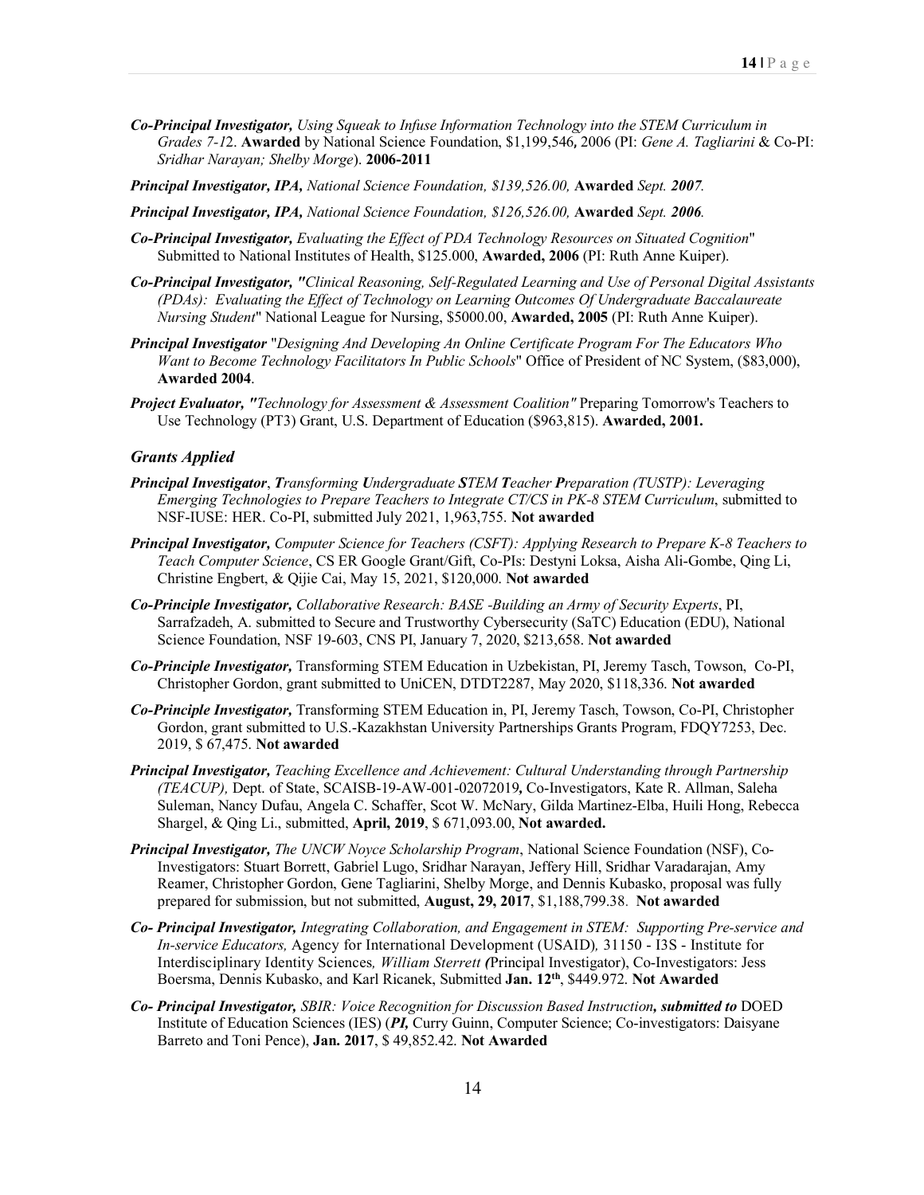***Co-Principal Investigator,*** *Using Squeak to Infuse Information Technology into the STEM Curriculum in Grades 7-12*. **Awarded** by National Science Foundation, $1,199,546**,** 2006 (PI: *Gene A. Tagliarini* & Co-PI: *Sridhar Narayan; Shelby Morge*). **2006-2011**

***Principal Investigator, IPA,*** *National Science Foundation, $139,526.00,* **Awarded** *Sept.* ***2007****.*

***Principal Investigator, IPA,*** *National Science Foundation, $126,526.00,* **Awarded** *Sept.* ***2006****.*

***Co-Principal Investigator,*** *Evaluating the Effect of PDA Technology Resources on Situated Cognition*" Submitted to National Institutes of Health, $125.000, **Awarded, 2006** (PI: Ruth Anne Kuiper).

***Co-Principal Investigator, "****Clinical Reasoning, Self-Regulated Learning and Use of Personal Digital Assistants (PDAs): Evaluating the Effect of Technology on Learning Outcomes Of Undergraduate Baccalaureate Nursing Student*" National League for Nursing, $5000.00, **Awarded, 2005** (PI: Ruth Anne Kuiper).

***Principal Investigator*** "*Designing And Developing An Online Certificate Program For The Educators Who Want to Become Technology Facilitators In Public Schools*" Office of President of NC System, ($83,000), **Awarded 2004**.

***Project Evaluator, "****Technology for Assessment & Assessment Coalition"* Preparing Tomorrow's Teachers to Use Technology (PT3) Grant, U.S. Department of Education ($963,815). **Awarded, 2001.**

### *Grants Applied*

***Principal Investigator***, ***T****ransforming* ***U****ndergraduate* ***S****TEM* ***T****eacher* ***P****reparation (TUSTP): Leveraging Emerging Technologies to Prepare Teachers to Integrate CT/CS in PK-8 STEM Curriculum*, submitted to NSF-IUSE: HER. Co-PI, submitted July 2021, 1,963,755. **Not awarded**

***Principal Investigator,*** *Computer Science for Teachers (CSFT): Applying Research to Prepare K-8 Teachers to Teach Computer Science*, CS ER Google Grant/Gift, Co-PIs: Destyni Loksa, Aisha Ali-Gombe, Qing Li, Christine Engbert, & Qijie Cai, May 15, 2021, $120,000. **Not awarded**

***Co-Principle Investigator,*** *Collaborative Research: BASE -Building an Army of Security Experts*, PI, Sarrafzadeh, A. submitted to Secure and Trustworthy Cybersecurity (SaTC) Education (EDU), National Science Foundation, NSF 19-603, CNS PI, January 7, 2020, $213,658. **Not awarded**

***Co-Principle Investigator,*** Transforming STEM Education in Uzbekistan, PI, Jeremy Tasch, Towson, Co-PI, Christopher Gordon, grant submitted to UniCEN, DTDT2287, May 2020, $118,336. **Not awarded**

***Co-Principle Investigator,*** Transforming STEM Education in, PI, Jeremy Tasch, Towson, Co-PI, Christopher Gordon, grant submitted to U.S.-Kazakhstan University Partnerships Grants Program, FDQY7253, Dec. 2019, $ 67,475. **Not awarded**

***Principal Investigator,*** *Teaching Excellence and Achievement: Cultural Understanding through Partnership (TEACUP),* Dept. of State, SCAISB-19-AW-001-02072019**,** Co-Investigators, Kate R. Allman, Saleha Suleman, Nancy Dufau, Angela C. Schaffer, Scot W. McNary, Gilda Martinez-Elba, Huili Hong, Rebecca Shargel, & Qing Li., submitted, **April, 2019**, $ 671,093.00, **Not awarded.**

***Principal Investigator,*** *The UNCW Noyce Scholarship Program*, National Science Foundation (NSF), Co-Investigators: Stuart Borrett, Gabriel Lugo, Sridhar Narayan, Jeffery Hill, Sridhar Varadarajan, Amy Reamer, Christopher Gordon, Gene Tagliarini, Shelby Morge, and Dennis Kubasko, proposal was fully prepared for submission, but not submitted, **August, 29, 2017**, $1,188,799.38. **Not awarded**

***Co- Principal Investigator,*** *Integrating Collaboration, and Engagement in STEM: Supporting Pre-service and In-service Educators,* Agency for International Development (USAID)*,* 31150 - I3S - Institute for Interdisciplinary Identity Sciences*, William Sterrett* ***(****Principal Investigator), Co-Investigators: Jess Boersma, Dennis Kubasko, and Karl Ricanek, Submitted **Jan. 12th**, $449.972. **Not Awarded**

***Co- Principal Investigator,*** *SBIR: Voice Recognition for Discussion Based Instruction****, submitted to*** DOED Institute of Education Sciences (IES) (***PI,*** Curry Guinn, Computer Science; Co-investigators: Daisyane Barreto and Toni Pence), **Jan. 2017**, $ 49,852.42. **Not Awarded**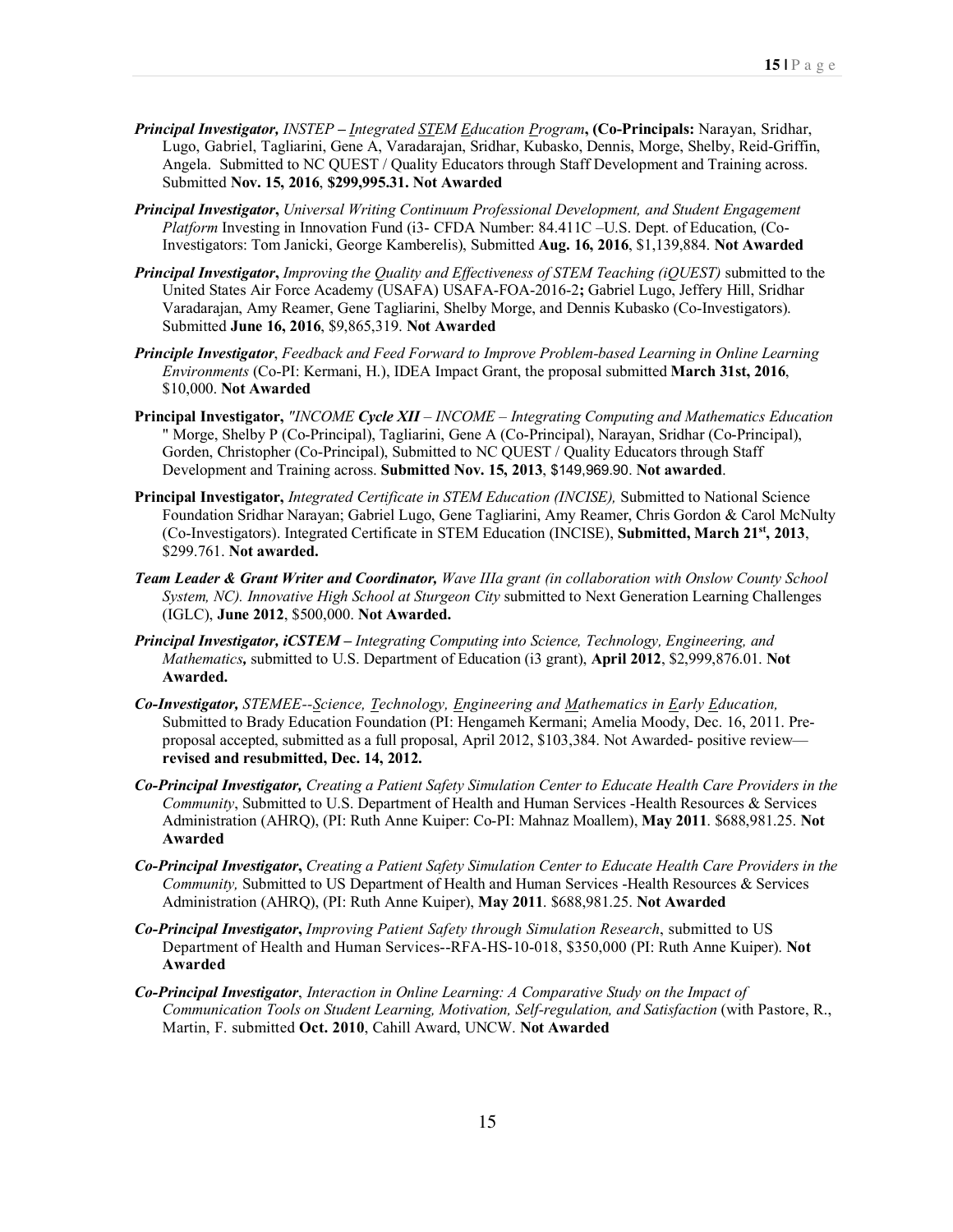***Principal Investigator,*** *INSTEP – Integrated STEM Education Program*, **(Co-Principals:** Narayan, Sridhar, Lugo, Gabriel, Tagliarini, Gene A, Varadarajan, Sridhar, Kubasko, Dennis, Morge, Shelby, Reid-Griffin, Angela. Submitted to NC QUEST / Quality Educators through Staff Development and Training across. Submitted **Nov. 15, 2016**, **$299,995.31. Not Awarded**

***Principal Investigator***, *Universal Writing Continuum Professional Development, and Student Engagement Platform* Investing in Innovation Fund (i3- CFDA Number: 84.411C –U.S. Dept. of Education, (Co-Investigators: Tom Janicki, George Kamberelis), Submitted **Aug. 16, 2016**, $1,139,884. **Not Awarded**

***Principal Investigator***, *Improving the Quality and Effectiveness of STEM Teaching (iQUEST)* submitted to the United States Air Force Academy (USAFA) USAFA-FOA-2016-2**;** Gabriel Lugo, Jeffery Hill, Sridhar Varadarajan, Amy Reamer, Gene Tagliarini, Shelby Morge, and Dennis Kubasko (Co-Investigators). Submitted **June 16, 2016**, $9,865,319. **Not Awarded**

***Principle Investigator***, *Feedback and Feed Forward to Improve Problem-based Learning in Online Learning Environments* (Co-PI: Kermani, H.), IDEA Impact Grant, the proposal submitted **March 31st, 2016**, $10,000. **Not Awarded**

**Principal Investigator,** *"INCOME **Cycle XII** – INCOME – Integrating Computing and Mathematics Education* " Morge, Shelby P (Co-Principal), Tagliarini, Gene A (Co-Principal), Narayan, Sridhar (Co-Principal), Gorden, Christopher (Co-Principal), Submitted to NC QUEST / Quality Educators through Staff Development and Training across. **Submitted Nov. 15, 2013**, $149,969.90. **Not awarded**.

**Principal Investigator,** *Integrated Certificate in STEM Education (INCISE),* Submitted to National Science Foundation Sridhar Narayan; Gabriel Lugo, Gene Tagliarini, Amy Reamer, Chris Gordon & Carol McNulty (Co-Investigators). Integrated Certificate in STEM Education (INCISE), **Submitted, March 21st, 2013**, $299.761. **Not awarded.**

***Team Leader & Grant Writer and Coordinator,*** *Wave IIIa grant (in collaboration with Onslow County School System, NC). Innovative High School at Sturgeon City* submitted to Next Generation Learning Challenges (IGLC), **June 2012**, $500,000. **Not Awarded.**

***Principal Investigator, iCSTEM –*** *Integrating Computing into Science, Technology, Engineering, and Mathematics**,*** submitted to U.S. Department of Education (i3 grant), **April 2012**, $2,999,876.01. **Not Awarded.**

***Co-Investigator,*** *STEMEE--Science, Technology, Engineering and Mathematics in Early Education,* Submitted to Brady Education Foundation (PI: Hengameh Kermani; Amelia Moody, Dec. 16, 2011. Pre-proposal accepted, submitted as a full proposal, April 2012, $103,384. Not Awarded- positive review—**revised and resubmitted, Dec. 14, 2012.**

***Co-Principal Investigator,*** *Creating a Patient Safety Simulation Center to Educate Health Care Providers in the Community*, Submitted to U.S. Department of Health and Human Services -Health Resources & Services Administration (AHRQ), (PI: Ruth Anne Kuiper: Co-PI: Mahnaz Moallem), **May 2011**. $688,981.25. **Not Awarded**

***Co-Principal Investigator***, *Creating a Patient Safety Simulation Center to Educate Health Care Providers in the Community,* Submitted to US Department of Health and Human Services -Health Resources & Services Administration (AHRQ), (PI: Ruth Anne Kuiper), **May 2011**. $688,981.25. **Not Awarded**

***Co-Principal Investigator***, *Improving Patient Safety through Simulation Research*, submitted to US Department of Health and Human Services--RFA-HS-10-018, $350,000 (PI: Ruth Anne Kuiper). **Not Awarded**

***Co-Principal Investigator***, *Interaction in Online Learning: A Comparative Study on the Impact of Communication Tools on Student Learning, Motivation, Self-regulation, and Satisfaction* (with Pastore, R., Martin, F. submitted **Oct. 2010**, Cahill Award, UNCW. **Not Awarded**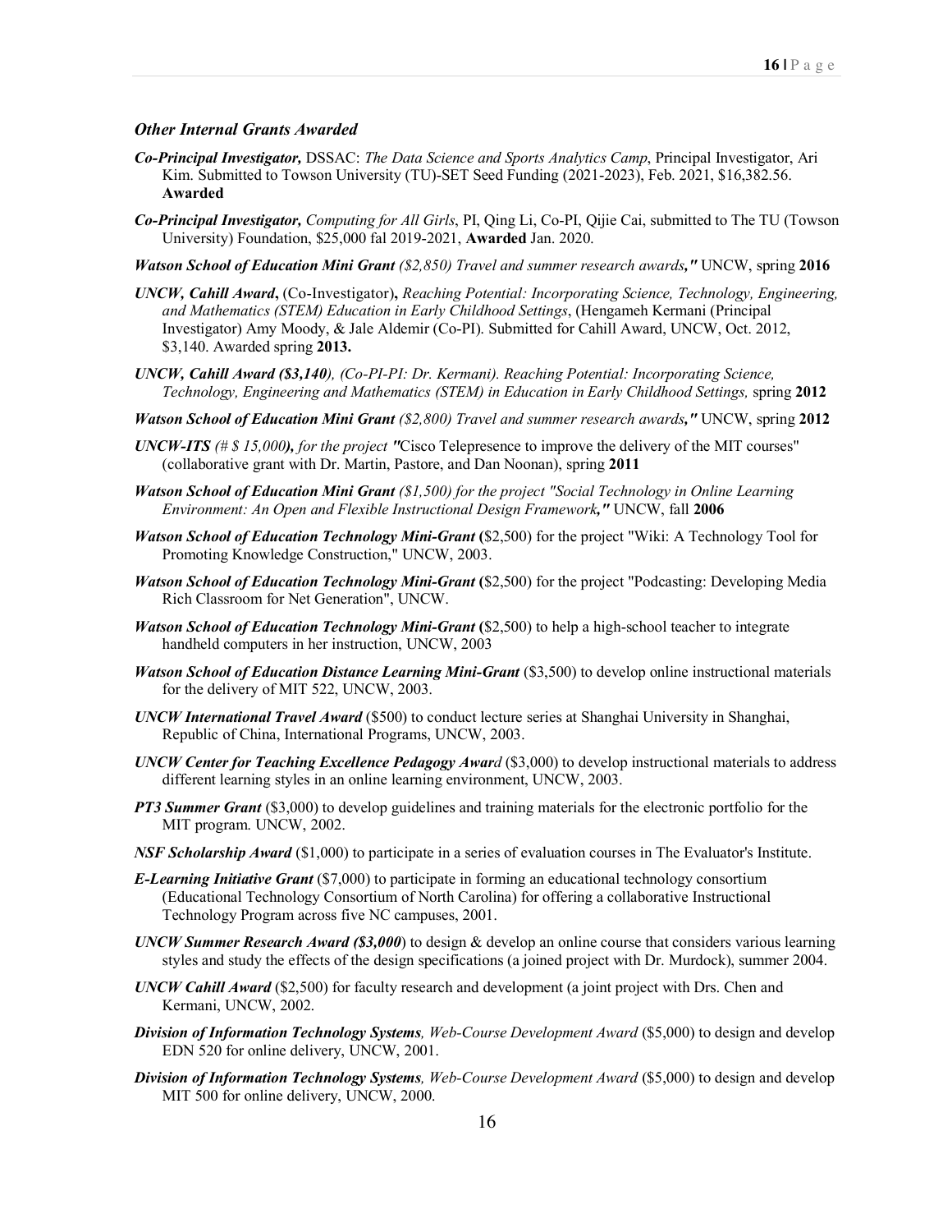### *Other Internal Grants Awarded*

***Co-Principal Investigator,*** DSSAC: *The Data Science and Sports Analytics Camp*, Principal Investigator, Ari Kim. Submitted to Towson University (TU)-SET Seed Funding (2021-2023), Feb. 2021, $16,382.56. **Awarded**

***Co-Principal Investigator,*** *Computing for All Girls*, PI, Qing Li, Co-PI, Qijie Cai, submitted to The TU (Towson University) Foundation, $25,000 fal 2019-2021, **Awarded** Jan. 2020.

***Watson School of Education Mini Grant*** *($2,850) Travel and summer research awards**,"*** UNCW, spring **2016**

***UNCW, Cahill Award*****,** (Co-Investigator)**,** *Reaching Potential: Incorporating Science, Technology, Engineering, and Mathematics (STEM) Education in Early Childhood Settings*, (Hengameh Kermani (Principal Investigator) Amy Moody, & Jale Aldemir (Co-PI). Submitted for Cahill Award, UNCW, Oct. 2012, $3,140. Awarded spring **2013.**

***UNCW, Cahill Award ($3,140****), (Co-PI-PI: Dr. Kermani). Reaching Potential: Incorporating Science, Technology, Engineering and Mathematics (STEM) in Education in Early Childhood Settings,* spring **2012**

***Watson School of Education Mini Grant*** *($2,800) Travel and summer research awards**,"*** UNCW, spring **2012**

***UNCW-ITS*** *(# $ 15,000**),** for the project "*Cisco Telepresence to improve the delivery of the MIT courses" (collaborative grant with Dr. Martin, Pastore, and Dan Noonan), spring **2011**

***Watson School of Education Mini Grant*** *($1,500) for the project "Social Technology in Online Learning Environment: An Open and Flexible Instructional Design Framework**,"*** UNCW, fall **2006**

***Watson School of Education Technology Mini-Grant*** **(**$2,500) for the project "Wiki: A Technology Tool for Promoting Knowledge Construction," UNCW, 2003.

***Watson School of Education Technology Mini-Grant*** **(**$2,500) for the project "Podcasting: Developing Media Rich Classroom for Net Generation", UNCW.

***Watson School of Education Technology Mini-Grant*** **(**$2,500) to help a high-school teacher to integrate handheld computers in her instruction, UNCW, 2003

***Watson School of Education Distance Learning Mini-Grant*** ($3,500) to develop online instructional materials for the delivery of MIT 522, UNCW, 2003.

***UNCW International Travel Award*** ($500) to conduct lecture series at Shanghai University in Shanghai, Republic of China, International Programs, UNCW, 2003.

***UNCW Center for Teaching Excellence Pedagogy Awar****d* ($3,000) to develop instructional materials to address different learning styles in an online learning environment, UNCW, 2003.

***PT3 Summer Grant*** ($3,000) to develop guidelines and training materials for the electronic portfolio for the MIT program. UNCW, 2002.

***NSF Scholarship Award*** ($1,000) to participate in a series of evaluation courses in The Evaluator's Institute.

***E-Learning Initiative Grant*** ($7,000) to participate in forming an educational technology consortium (Educational Technology Consortium of North Carolina) for offering a collaborative Instructional Technology Program across five NC campuses, 2001.

***UNCW Summer Research Award ($3,000***) to design & develop an online course that considers various learning styles and study the effects of the design specifications (a joined project with Dr. Murdock), summer 2004.

***UNCW Cahill Award*** ($2,500) for faculty research and development (a joint project with Drs. Chen and Kermani, UNCW, 2002.

***Division of Information Technology Systems****, Web-Course Development Award* ($5,000) to design and develop EDN 520 for online delivery, UNCW, 2001.

***Division of Information Technology Systems****, Web-Course Development Award* ($5,000) to design and develop MIT 500 for online delivery, UNCW, 2000.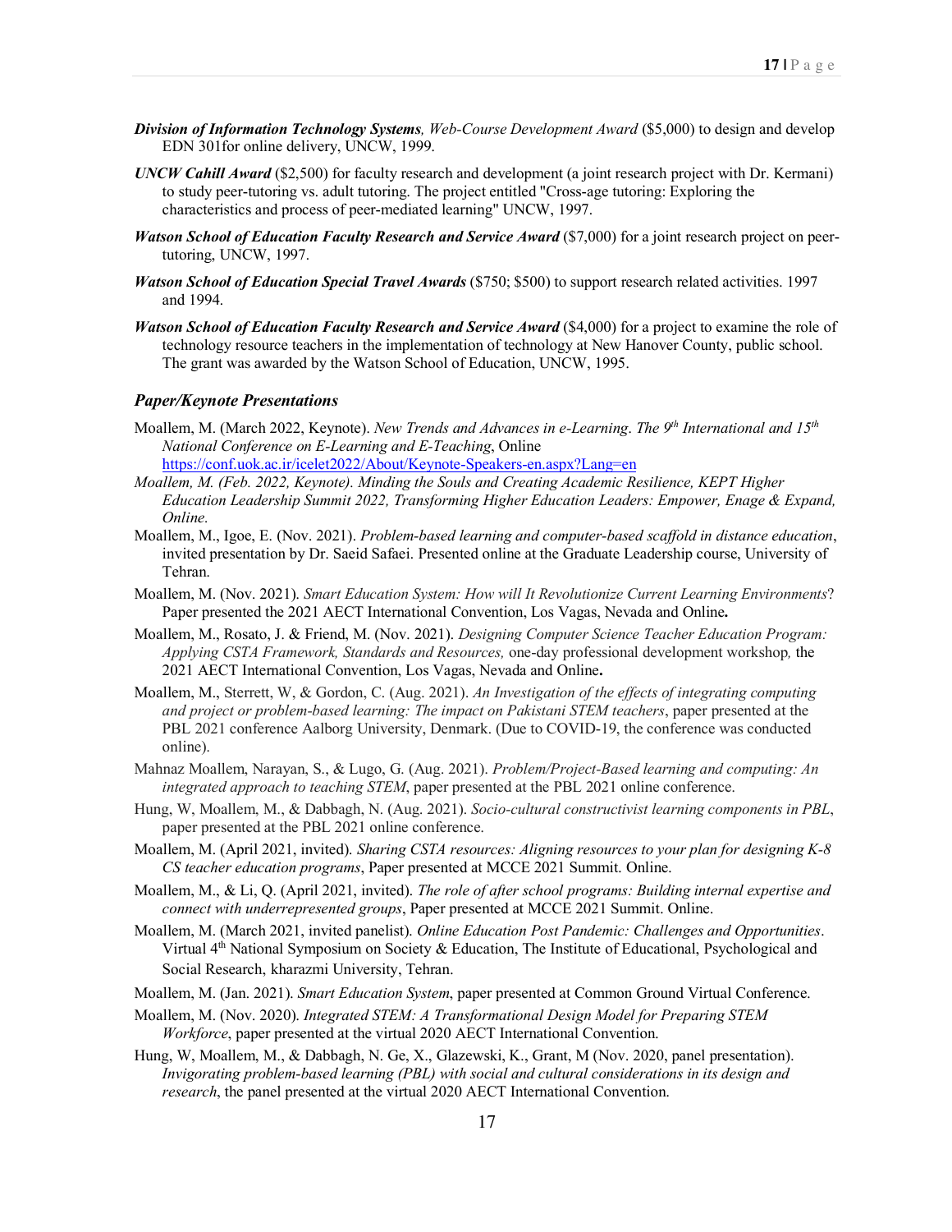***Division of Information Technology Systems**, Web-Course Development Award* ($5,000) to design and develop EDN 301for online delivery, UNCW, 1999.

***UNCW Cahill Award*** ($2,500) for faculty research and development (a joint research project with Dr. Kermani) to study peer-tutoring vs. adult tutoring. The project entitled "Cross-age tutoring: Exploring the characteristics and process of peer-mediated learning" UNCW, 1997.

***Watson School of Education Faculty Research and Service Award*** ($7,000) for a joint research project on peer-tutoring, UNCW, 1997.

***Watson School of Education Special Travel Awards*** ($750; $500) to support research related activities. 1997 and 1994.

***Watson School of Education Faculty Research and Service Award*** ($4,000) for a project to examine the role of technology resource teachers in the implementation of technology at New Hanover County, public school. The grant was awarded by the Watson School of Education, UNCW, 1995.

### *Paper/Keynote Presentations*

Moallem, M. (March 2022, Keynote). *New Trends and Advances in e-Learning*. *The 9th International and 15th National Conference on E-Learning and E-Teaching*, Online [https://conf.uok.ac.ir/icelet2022/About/Keynote-Speakers-en.aspx?Lang=en](https://conf.uok.ac.ir/icelet2022/About/Keynote-Speakers-en.aspx?Lang=en)

*Moallem, M. (Feb. 2022, Keynote). Minding the Souls and Creating Academic Resilience, KEPT Higher Education Leadership Summit 2022, Transforming Higher Education Leaders: Empower, Enage & Expand, Online.*

Moallem, M., Igoe, E. (Nov. 2021). *Problem-based learning and computer-based scaffold in distance education*, invited presentation by Dr. Saeid Safaei. Presented online at the Graduate Leadership course, University of Tehran.

Moallem, M. (Nov. 2021). *Smart Education System: How will It Revolutionize Current Learning Environments*? Paper presented the 2021 AECT International Convention, Los Vagas, Nevada and Online**.**

Moallem, M., Rosato, J. & Friend, M. (Nov. 2021). *Designing Computer Science Teacher Education Program: Applying CSTA Framework, Standards and Resources,* one-day professional development workshop*,* the 2021 AECT International Convention, Los Vagas, Nevada and Online**.**

Moallem, M., Sterrett, W, & Gordon, C. (Aug. 2021). *An Investigation of the effects of integrating computing and project or problem-based learning: The impact on Pakistani STEM teachers*, paper presented at the PBL 2021 conference Aalborg University, Denmark. (Due to COVID-19, the conference was conducted online).

Mahnaz Moallem, Narayan, S., & Lugo, G. (Aug. 2021). *Problem/Project-Based learning and computing: An integrated approach to teaching STEM*, paper presented at the PBL 2021 online conference.

Hung, W, Moallem, M., & Dabbagh, N. (Aug. 2021). *Socio-cultural constructivist learning components in PBL*, paper presented at the PBL 2021 online conference.

Moallem, M. (April 2021, invited). *Sharing CSTA resources: Aligning resources to your plan for designing K-8 CS teacher education programs*, Paper presented at MCCE 2021 Summit. Online.

Moallem, M., & Li, Q. (April 2021, invited). *The role of after school programs: Building internal expertise and connect with underrepresented groups*, Paper presented at MCCE 2021 Summit. Online.

Moallem, M. (March 2021, invited panelist). *Online Education Post Pandemic: Challenges and Opportunities*. Virtual 4th National Symposium on Society & Education, The Institute of Educational, Psychological and Social Research, kharazmi University, Tehran.

Moallem, M. (Jan. 2021). *Smart Education System*, paper presented at Common Ground Virtual Conference.

Moallem, M. (Nov. 2020). *Integrated STEM: A Transformational Design Model for Preparing STEM Workforce*, paper presented at the virtual 2020 AECT International Convention.

Hung, W, Moallem, M., & Dabbagh, N. Ge, X., Glazewski, K., Grant, M (Nov. 2020, panel presentation). *Invigorating problem-based learning (PBL) with social and cultural considerations in its design and research*, the panel presented at the virtual 2020 AECT International Convention.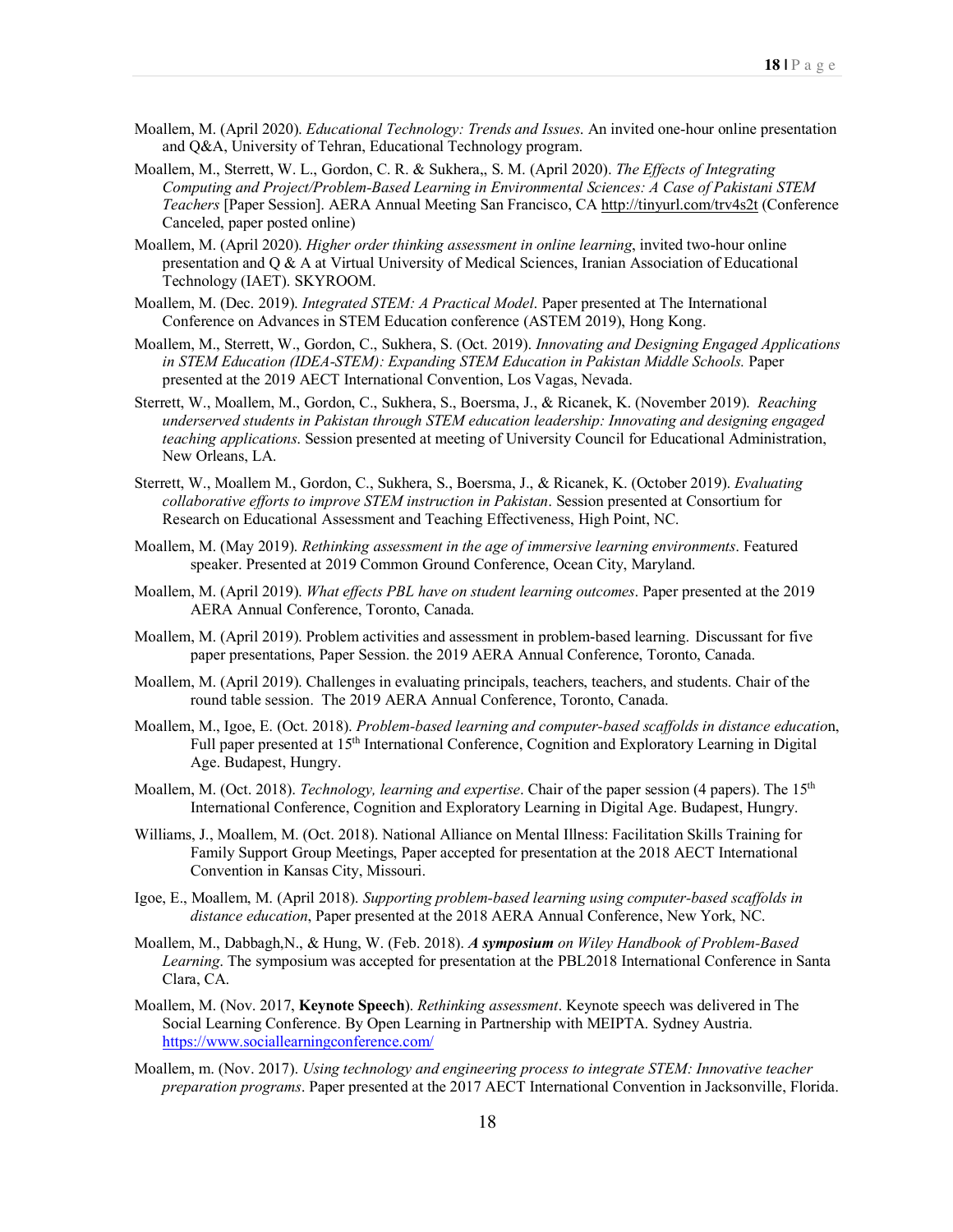Moallem, M. (April 2020). *Educational Technology: Trends and Issues*. An invited one-hour online presentation and Q&A, University of Tehran, Educational Technology program.

Moallem, M., Sterrett, W. L., Gordon, C. R. & Sukhera,, S. M. (April 2020). *The Effects of Integrating Computing and Project/Problem-Based Learning in Environmental Sciences: A Case of Pakistani STEM Teachers* [Paper Session]. AERA Annual Meeting San Francisco, CA http://tinyurl.com/trv4s2t (Conference Canceled, paper posted online)

Moallem, M. (April 2020). *Higher order thinking assessment in online learning*, invited two-hour online presentation and Q & A at Virtual University of Medical Sciences, Iranian Association of Educational Technology (IAET). SKYROOM.

Moallem, M. (Dec. 2019). *Integrated STEM: A Practical Model*. Paper presented at The International Conference on Advances in STEM Education conference (ASTEM 2019), Hong Kong.

Moallem, M., Sterrett, W., Gordon, C., Sukhera, S. (Oct. 2019). *Innovating and Designing Engaged Applications in STEM Education (IDEA-STEM): Expanding STEM Education in Pakistan Middle Schools.* Paper presented at the 2019 AECT International Convention, Los Vagas, Nevada.

Sterrett, W., Moallem, M., Gordon, C., Sukhera, S., Boersma, J., & Ricanek, K. (November 2019). *Reaching underserved students in Pakistan through STEM education leadership: Innovating and designing engaged teaching applications*. Session presented at meeting of University Council for Educational Administration, New Orleans, LA.

Sterrett, W., Moallem M., Gordon, C., Sukhera, S., Boersma, J., & Ricanek, K. (October 2019). *Evaluating collaborative efforts to improve STEM instruction in Pakistan*. Session presented at Consortium for Research on Educational Assessment and Teaching Effectiveness, High Point, NC.

Moallem, M. (May 2019). *Rethinking assessment in the age of immersive learning environments*. Featured speaker. Presented at 2019 Common Ground Conference, Ocean City, Maryland.

Moallem, M. (April 2019). *What effects PBL have on student learning outcomes*. Paper presented at the 2019 AERA Annual Conference, Toronto, Canada.

Moallem, M. (April 2019). Problem activities and assessment in problem-based learning. Discussant for five paper presentations, Paper Session. the 2019 AERA Annual Conference, Toronto, Canada.

Moallem, M. (April 2019). Challenges in evaluating principals, teachers, teachers, and students. Chair of the round table session. The 2019 AERA Annual Conference, Toronto, Canada.

Moallem, M., Igoe, E. (Oct. 2018). *Problem-based learning and computer-based scaffolds in distance education*, Full paper presented at 15th International Conference, Cognition and Exploratory Learning in Digital Age. Budapest, Hungry.

Moallem, M. (Oct. 2018). *Technology, learning and expertise*. Chair of the paper session (4 papers). The 15th International Conference, Cognition and Exploratory Learning in Digital Age. Budapest, Hungry.

Williams, J., Moallem, M. (Oct. 2018). National Alliance on Mental Illness: Facilitation Skills Training for Family Support Group Meetings, Paper accepted for presentation at the 2018 AECT International Convention in Kansas City, Missouri.

Igoe, E., Moallem, M. (April 2018). *Supporting problem-based learning using computer-based scaffolds in distance education*, Paper presented at the 2018 AERA Annual Conference, New York, NC.

Moallem, M., Dabbagh,N., & Hung, W. (Feb. 2018). ***A symposium** on Wiley Handbook of Problem-Based Learning*. The symposium was accepted for presentation at the PBL2018 International Conference in Santa Clara, CA.

Moallem, M. (Nov. 2017, **Keynote Speech**). *Rethinking assessment*. Keynote speech was delivered in The Social Learning Conference. By Open Learning in Partnership with MEIPTA. Sydney Austria. https://www.sociallearningconference.com/

Moallem, m. (Nov. 2017). *Using technology and engineering process to integrate STEM: Innovative teacher preparation programs*. Paper presented at the 2017 AECT International Convention in Jacksonville, Florida.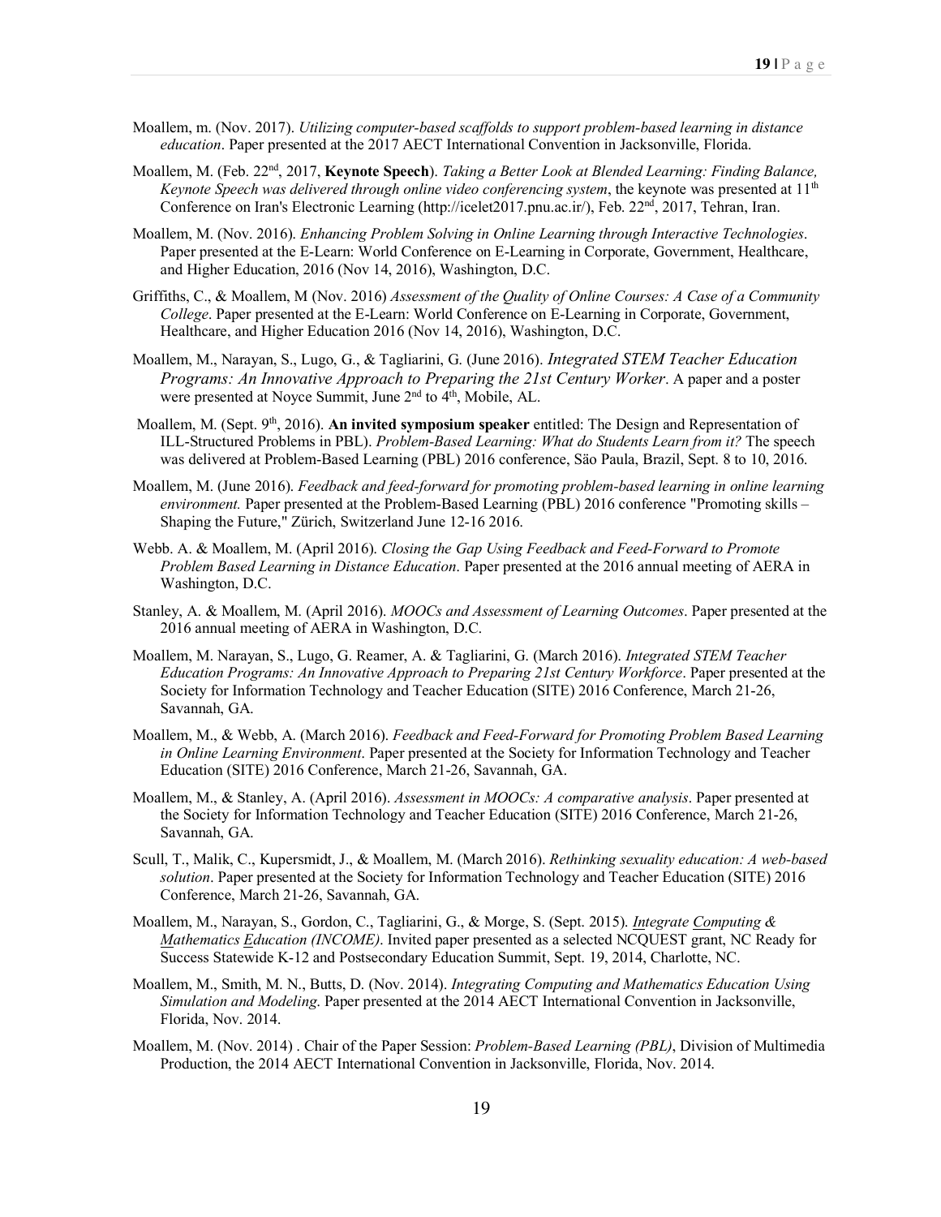Moallem, m. (Nov. 2017). *Utilizing computer-based scaffolds to support problem-based learning in distance education*. Paper presented at the 2017 AECT International Convention in Jacksonville, Florida.

Moallem, M. (Feb. 22nd, 2017, **Keynote Speech**). *Taking a Better Look at Blended Learning: Finding Balance, Keynote Speech was delivered through online video conferencing system*, the keynote was presented at 11th Conference on Iran's Electronic Learning (http://icelet2017.pnu.ac.ir/), Feb. 22nd, 2017, Tehran, Iran.

Moallem, M. (Nov. 2016). *Enhancing Problem Solving in Online Learning through Interactive Technologies*. Paper presented at the E-Learn: World Conference on E-Learning in Corporate, Government, Healthcare, and Higher Education, 2016 (Nov 14, 2016), Washington, D.C.

Griffiths, C., & Moallem, M (Nov. 2016) *Assessment of the Quality of Online Courses: A Case of a Community College*. Paper presented at the E-Learn: World Conference on E-Learning in Corporate, Government, Healthcare, and Higher Education 2016 (Nov 14, 2016), Washington, D.C.

Moallem, M., Narayan, S., Lugo, G., & Tagliarini, G. (June 2016). *Integrated STEM Teacher Education Programs: An Innovative Approach to Preparing the 21st Century Worker*. A paper and a poster were presented at Noyce Summit, June 2nd to 4th, Mobile, AL.

Moallem, M. (Sept. 9th, 2016). **An invited symposium speaker** entitled: The Design and Representation of ILL-Structured Problems in PBL). *Problem-Based Learning: What do Students Learn from it?* The speech was delivered at Problem-Based Learning (PBL) 2016 conference, Säo Paula, Brazil, Sept. 8 to 10, 2016.

Moallem, M. (June 2016). *Feedback and feed-forward for promoting problem-based learning in online learning environment.* Paper presented at the Problem-Based Learning (PBL) 2016 conference "Promoting skills – Shaping the Future," Zürich, Switzerland June 12-16 2016.

Webb. A. & Moallem, M. (April 2016). *Closing the Gap Using Feedback and Feed-Forward to Promote Problem Based Learning in Distance Education*. Paper presented at the 2016 annual meeting of AERA in Washington, D.C.

Stanley, A. & Moallem, M. (April 2016). *MOOCs and Assessment of Learning Outcomes*. Paper presented at the 2016 annual meeting of AERA in Washington, D.C.

Moallem, M. Narayan, S., Lugo, G. Reamer, A. & Tagliarini, G. (March 2016). *Integrated STEM Teacher Education Programs: An Innovative Approach to Preparing 21st Century Workforce*. Paper presented at the Society for Information Technology and Teacher Education (SITE) 2016 Conference, March 21-26, Savannah, GA.

Moallem, M., & Webb, A. (March 2016). *Feedback and Feed-Forward for Promoting Problem Based Learning in Online Learning Environment*. Paper presented at the Society for Information Technology and Teacher Education (SITE) 2016 Conference, March 21-26, Savannah, GA.

Moallem, M., & Stanley, A. (April 2016). *Assessment in MOOCs: A comparative analysis*. Paper presented at the Society for Information Technology and Teacher Education (SITE) 2016 Conference, March 21-26, Savannah, GA.

Scull, T., Malik, C., Kupersmidt, J., & Moallem, M. (March 2016). *Rethinking sexuality education: A web-based solution*. Paper presented at the Society for Information Technology and Teacher Education (SITE) 2016 Conference, March 21-26, Savannah, GA.

Moallem, M., Narayan, S., Gordon, C., Tagliarini, G., & Morge, S. (Sept. 2015). *Integrate Computing & Mathematics Education (INCOME)*. Invited paper presented as a selected NCQUEST grant, NC Ready for Success Statewide K-12 and Postsecondary Education Summit, Sept. 19, 2014, Charlotte, NC.

Moallem, M., Smith, M. N., Butts, D. (Nov. 2014). *Integrating Computing and Mathematics Education Using Simulation and Modeling*. Paper presented at the 2014 AECT International Convention in Jacksonville, Florida, Nov. 2014.

Moallem, M. (Nov. 2014) . Chair of the Paper Session: *Problem-Based Learning (PBL)*, Division of Multimedia Production, the 2014 AECT International Convention in Jacksonville, Florida, Nov. 2014.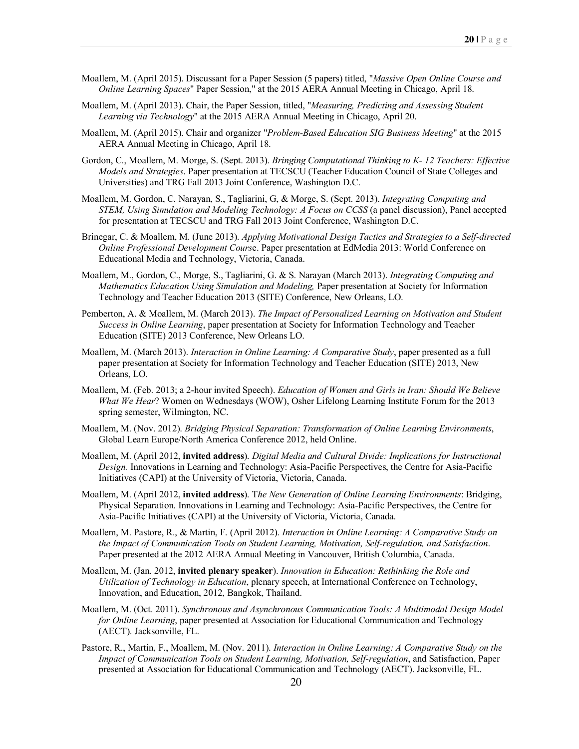Moallem, M. (April 2015). Discussant for a Paper Session (5 papers) titled, "*Massive Open Online Course and Online Learning Spaces*" Paper Session," at the 2015 AERA Annual Meeting in Chicago, April 18.

Moallem, M. (April 2013). Chair, the Paper Session, titled, "*Measuring, Predicting and Assessing Student Learning via Technology*" at the 2015 AERA Annual Meeting in Chicago, April 20.

Moallem, M. (April 2015). Chair and organizer "*Problem-Based Education SIG Business Meeting*" at the 2015 AERA Annual Meeting in Chicago, April 18.

Gordon, C., Moallem, M. Morge, S. (Sept. 2013). *Bringing Computational Thinking to K- 12 Teachers: Effective Models and Strategies*. Paper presentation at TECSCU (Teacher Education Council of State Colleges and Universities) and TRG Fall 2013 Joint Conference, Washington D.C.

Moallem, M. Gordon, C. Narayan, S., Tagliarini, G, & Morge, S. (Sept. 2013). *Integrating Computing and STEM, Using Simulation and Modeling Technology: A Focus on CCSS* (a panel discussion), Panel accepted for presentation at TECSCU and TRG Fall 2013 Joint Conference, Washington D.C.

Brinegar, C. & Moallem, M. (June 2013). *Applying Motivational Design Tactics and Strategies to a Self-directed Online Professional Development Cours*e. Paper presentation at EdMedia 2013: World Conference on Educational Media and Technology, Victoria, Canada.

Moallem, M., Gordon, C., Morge, S., Tagliarini, G. & S. Narayan (March 2013). *Integrating Computing and Mathematics Education Using Simulation and Modeling,* Paper presentation at Society for Information Technology and Teacher Education 2013 (SITE) Conference, New Orleans, LO.

Pemberton, A. & Moallem, M. (March 2013). *The Impact of Personalized Learning on Motivation and Student Success in Online Learning*, paper presentation at Society for Information Technology and Teacher Education (SITE) 2013 Conference, New Orleans LO.

Moallem, M. (March 2013). *Interaction in Online Learning: A Comparative Study*, paper presented as a full paper presentation at Society for Information Technology and Teacher Education (SITE) 2013, New Orleans, LO.

Moallem, M. (Feb. 2013; a 2-hour invited Speech). *Education of Women and Girls in Iran: Should We Believe What We Hear*? Women on Wednesdays (WOW), Osher Lifelong Learning Institute Forum for the 2013 spring semester, Wilmington, NC.

Moallem, M. (Nov. 2012). *Bridging Physical Separation: Transformation of Online Learning Environments*, Global Learn Europe/North America Conference 2012, held Online.

Moallem, M. (April 2012, **invited address**). *Digital Media and Cultural Divide: Implications for Instructional Design.* Innovations in Learning and Technology: Asia-Pacific Perspectives, the Centre for Asia-Pacific Initiatives (CAPI) at the University of Victoria, Victoria, Canada.

Moallem, M. (April 2012, **invited address**). T*he New Generation of Online Learning Environments*: Bridging, Physical Separation. Innovations in Learning and Technology: Asia-Pacific Perspectives, the Centre for Asia-Pacific Initiatives (CAPI) at the University of Victoria, Victoria, Canada.

Moallem, M. Pastore, R., & Martin, F. (April 2012). *Interaction in Online Learning: A Comparative Study on the Impact of Communication Tools on Student Learning, Motivation, Self-regulation, and Satisfaction*. Paper presented at the 2012 AERA Annual Meeting in Vancouver, British Columbia, Canada.

Moallem, M. (Jan. 2012, **invited plenary speaker**). *Innovation in Education: Rethinking the Role and Utilization of Technology in Education*, plenary speech, at International Conference on Technology, Innovation, and Education, 2012, Bangkok, Thailand.

Moallem, M. (Oct. 2011). *Synchronous and Asynchronous Communication Tools: A Multimodal Design Model for Online Learning*, paper presented at Association for Educational Communication and Technology (AECT). Jacksonville, FL.

Pastore, R., Martin, F., Moallem, M. (Nov. 2011). *Interaction in Online Learning: A Comparative Study on the Impact of Communication Tools on Student Learning, Motivation, Self-regulation*, and Satisfaction, Paper presented at Association for Educational Communication and Technology (AECT). Jacksonville, FL.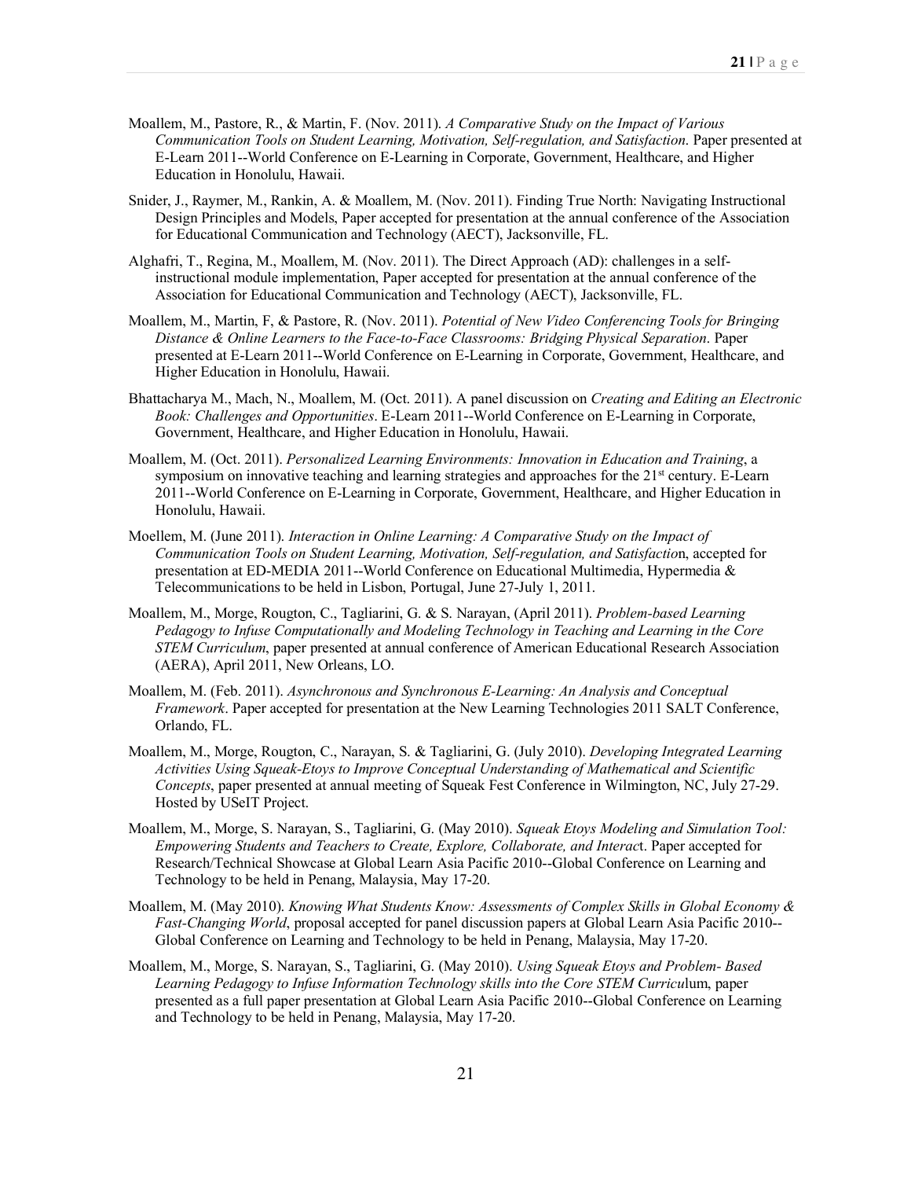Moallem, M., Pastore, R., & Martin, F. (Nov. 2011). *A Comparative Study on the Impact of Various Communication Tools on Student Learning, Motivation, Self-regulation, and Satisfaction*. Paper presented at E-Learn 2011--World Conference on E-Learning in Corporate, Government, Healthcare, and Higher Education in Honolulu, Hawaii.

Snider, J., Raymer, M., Rankin, A. & Moallem, M. (Nov. 2011). Finding True North: Navigating Instructional Design Principles and Models, Paper accepted for presentation at the annual conference of the Association for Educational Communication and Technology (AECT), Jacksonville, FL.

Alghafri, T., Regina, M., Moallem, M. (Nov. 2011). The Direct Approach (AD): challenges in a self-instructional module implementation, Paper accepted for presentation at the annual conference of the Association for Educational Communication and Technology (AECT), Jacksonville, FL.

Moallem, M., Martin, F, & Pastore, R. (Nov. 2011). *Potential of New Video Conferencing Tools for Bringing Distance & Online Learners to the Face-to-Face Classrooms: Bridging Physical Separation*. Paper presented at E-Learn 2011--World Conference on E-Learning in Corporate, Government, Healthcare, and Higher Education in Honolulu, Hawaii.

Bhattacharya M., Mach, N., Moallem, M. (Oct. 2011). A panel discussion on *Creating and Editing an Electronic Book: Challenges and Opportunities*. E-Learn 2011--World Conference on E-Learning in Corporate, Government, Healthcare, and Higher Education in Honolulu, Hawaii.

Moallem, M. (Oct. 2011). *Personalized Learning Environments: Innovation in Education and Training*, a symposium on innovative teaching and learning strategies and approaches for the 21st century. E-Learn 2011--World Conference on E-Learning in Corporate, Government, Healthcare, and Higher Education in Honolulu, Hawaii.

Moellem, M. (June 2011). *Interaction in Online Learning: A Comparative Study on the Impact of Communication Tools on Student Learning, Motivation, Self-regulation, and Satisfactio*n, accepted for presentation at ED-MEDIA 2011--World Conference on Educational Multimedia, Hypermedia & Telecommunications to be held in Lisbon, Portugal, June 27-July 1, 2011.

Moallem, M., Morge, Rougton, C., Tagliarini, G. & S. Narayan, (April 2011). *Problem-based Learning Pedagogy to Infuse Computationally and Modeling Technology in Teaching and Learning in the Core STEM Curriculum*, paper presented at annual conference of American Educational Research Association (AERA), April 2011, New Orleans, LO.

Moallem, M. (Feb. 2011). *Asynchronous and Synchronous E-Learning: An Analysis and Conceptual Framework*. Paper accepted for presentation at the New Learning Technologies 2011 SALT Conference, Orlando, FL.

Moallem, M., Morge, Rougton, C., Narayan, S. & Tagliarini, G. (July 2010). *Developing Integrated Learning Activities Using Squeak-Etoys to Improve Conceptual Understanding of Mathematical and Scientific Concepts*, paper presented at annual meeting of Squeak Fest Conference in Wilmington, NC, July 27-29. Hosted by USeIT Project.

Moallem, M., Morge, S. Narayan, S., Tagliarini, G. (May 2010). *Squeak Etoys Modeling and Simulation Tool: Empowering Students and Teachers to Create, Explore, Collaborate, and Interac*t. Paper accepted for Research/Technical Showcase at Global Learn Asia Pacific 2010--Global Conference on Learning and Technology to be held in Penang, Malaysia, May 17-20.

Moallem, M. (May 2010). *Knowing What Students Know: Assessments of Complex Skills in Global Economy & Fast-Changing World*, proposal accepted for panel discussion papers at Global Learn Asia Pacific 2010--Global Conference on Learning and Technology to be held in Penang, Malaysia, May 17-20.

Moallem, M., Morge, S. Narayan, S., Tagliarini, G. (May 2010). *Using Squeak Etoys and Problem- Based Learning Pedagogy to Infuse Information Technology skills into the Core STEM Curricul*um, paper presented as a full paper presentation at Global Learn Asia Pacific 2010--Global Conference on Learning and Technology to be held in Penang, Malaysia, May 17-20.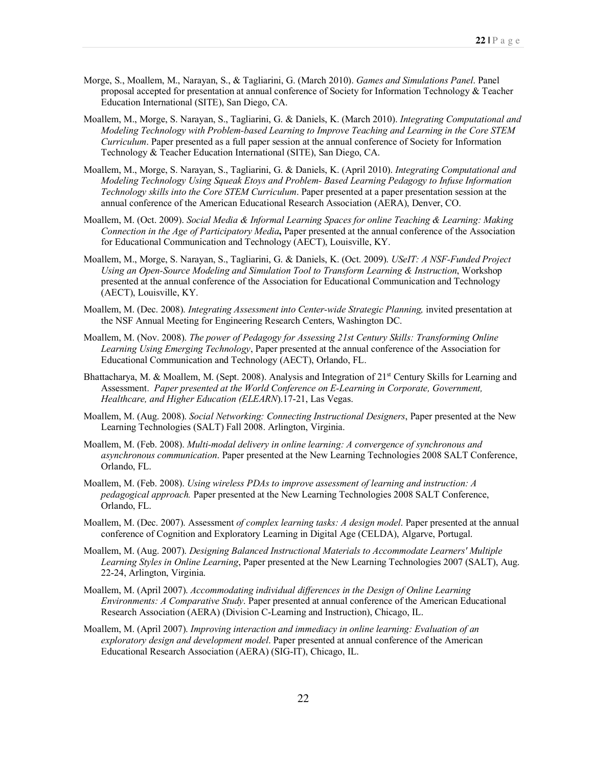Morge, S., Moallem, M., Narayan, S., & Tagliarini, G. (March 2010). *Games and Simulations Panel*. Panel proposal accepted for presentation at annual conference of Society for Information Technology & Teacher Education International (SITE), San Diego, CA.

Moallem, M., Morge, S. Narayan, S., Tagliarini, G. & Daniels, K. (March 2010). *Integrating Computational and Modeling Technology with Problem-based Learning to Improve Teaching and Learning in the Core STEM Curriculum*. Paper presented as a full paper session at the annual conference of Society for Information Technology & Teacher Education International (SITE), San Diego, CA.

Moallem, M., Morge, S. Narayan, S., Tagliarini, G. & Daniels, K. (April 2010). *Integrating Computational and Modeling Technology Using Squeak Etoys and Problem- Based Learning Pedagogy to Infuse Information Technology skills into the Core STEM Curriculum*. Paper presented at a paper presentation session at the annual conference of the American Educational Research Association (AERA), Denver, CO.

Moallem, M. (Oct. 2009). *Social Media & Informal Learning Spaces for online Teaching & Learning: Making Connection in the Age of Participatory Media***,** Paper presented at the annual conference of the Association for Educational Communication and Technology (AECT), Louisville, KY.

Moallem, M., Morge, S. Narayan, S., Tagliarini, G. & Daniels, K. (Oct. 2009). *USeIT: A NSF-Funded Project Using an Open-Source Modeling and Simulation Tool to Transform Learning & Instruction*, Workshop presented at the annual conference of the Association for Educational Communication and Technology (AECT), Louisville, KY.

Moallem, M. (Dec. 2008). *Integrating Assessment into Center-wide Strategic Planning,* invited presentation at the NSF Annual Meeting for Engineering Research Centers, Washington DC.

Moallem, M. (Nov. 2008). *The power of Pedagogy for Assessing 21st Century Skills: Transforming Online Learning Using Emerging Technology*, Paper presented at the annual conference of the Association for Educational Communication and Technology (AECT), Orlando, FL.

Bhattacharya, M. & Moallem, M. (Sept. 2008). Analysis and Integration of 21st Century Skills for Learning and Assessment. *Paper presented at the World Conference on E-Learning in Corporate, Government, Healthcare, and Higher Education (ELEARN*).17-21, Las Vegas.

Moallem, M. (Aug. 2008). *Social Networking: Connecting Instructional Designers*, Paper presented at the New Learning Technologies (SALT) Fall 2008. Arlington, Virginia.

Moallem, M. (Feb. 2008). *Multi-modal delivery in online learning: A convergence of synchronous and asynchronous communication*. Paper presented at the New Learning Technologies 2008 SALT Conference, Orlando, FL.

Moallem, M. (Feb. 2008). *Using wireless PDAs to improve assessment of learning and instruction: A pedagogical approach.* Paper presented at the New Learning Technologies 2008 SALT Conference, Orlando, FL.

Moallem, M. (Dec. 2007). Assessment *of complex learning tasks: A design model*. Paper presented at the annual conference of Cognition and Exploratory Learning in Digital Age (CELDA), Algarve, Portugal.

Moallem, M. (Aug. 2007). *Designing Balanced Instructional Materials to Accommodate Learners' Multiple Learning Styles in Online Learning*, Paper presented at the New Learning Technologies 2007 (SALT), Aug. 22-24, Arlington, Virginia.

Moallem, M. (April 2007). *Accommodating individual differences in the Design of Online Learning Environments: A Comparative Study*. Paper presented at annual conference of the American Educational Research Association (AERA) (Division C-Learning and Instruction), Chicago, IL.

Moallem, M. (April 2007). *Improving interaction and immediacy in online learning: Evaluation of an exploratory design and development model*. Paper presented at annual conference of the American Educational Research Association (AERA) (SIG-IT), Chicago, IL.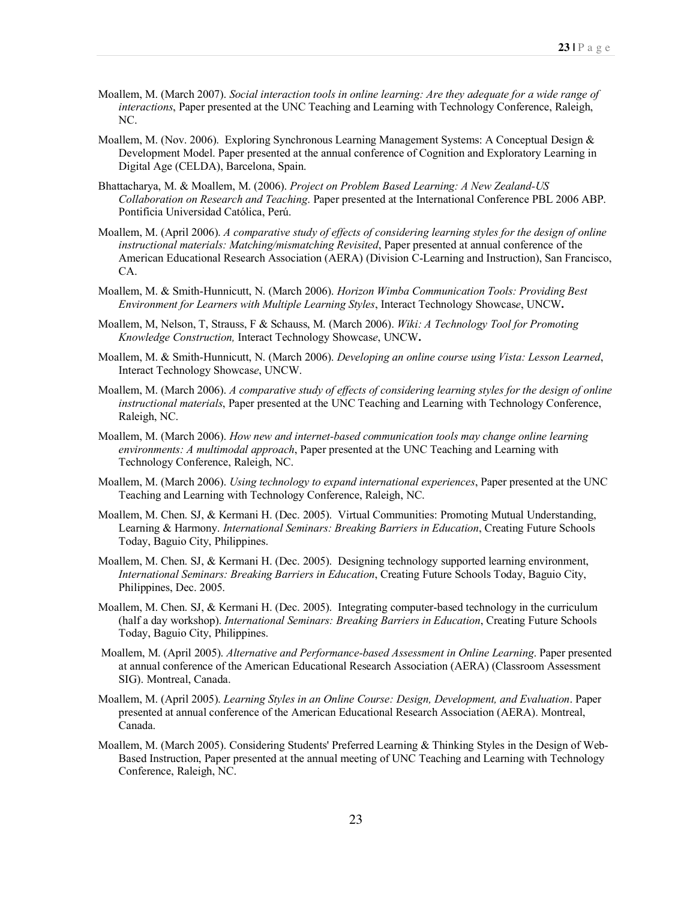Moallem, M. (March 2007). *Social interaction tools in online learning: Are they adequate for a wide range of interactions*, Paper presented at the UNC Teaching and Learning with Technology Conference, Raleigh, NC.

Moallem, M. (Nov. 2006). Exploring Synchronous Learning Management Systems: A Conceptual Design & Development Model. Paper presented at the annual conference of Cognition and Exploratory Learning in Digital Age (CELDA), Barcelona, Spain.

Bhattacharya, M. & Moallem, M. (2006). *Project on Problem Based Learning: A New Zealand-US Collaboration on Research and Teaching*. Paper presented at the International Conference PBL 2006 ABP. Pontificia Universidad Católica, Perú.

Moallem, M. (April 2006). *A comparative study of effects of considering learning styles for the design of online instructional materials: Matching/mismatching Revisited*, Paper presented at annual conference of the American Educational Research Association (AERA) (Division C-Learning and Instruction), San Francisco, CA.

Moallem, M. & Smith-Hunnicutt, N. (March 2006). *Horizon Wimba Communication Tools: Providing Best Environment for Learners with Multiple Learning Styles*, Interact Technology Showcase, UNCW**.**

Moallem, M, Nelson, T, Strauss, F & Schauss, M. (March 2006). *Wiki: A Technology Tool for Promoting Knowledge Construction,* Interact Technology Showcase, UNCW**.**

Moallem, M. & Smith-Hunnicutt, N. (March 2006). *Developing an online course using Vista: Lesson Learned*, Interact Technology Showcase, UNCW.

Moallem, M. (March 2006). *A comparative study of effects of considering learning styles for the design of online instructional materials*, Paper presented at the UNC Teaching and Learning with Technology Conference, Raleigh, NC.

Moallem, M. (March 2006). *How new and internet-based communication tools may change online learning environments: A multimodal approach*, Paper presented at the UNC Teaching and Learning with Technology Conference, Raleigh, NC.

Moallem, M. (March 2006). *Using technology to expand international experiences*, Paper presented at the UNC Teaching and Learning with Technology Conference, Raleigh, NC.

Moallem, M. Chen. SJ, & Kermani H. (Dec. 2005). Virtual Communities: Promoting Mutual Understanding, Learning & Harmony. *International Seminars: Breaking Barriers in Education*, Creating Future Schools Today, Baguio City, Philippines.

Moallem, M. Chen. SJ, & Kermani H. (Dec. 2005). Designing technology supported learning environment, *International Seminars: Breaking Barriers in Education*, Creating Future Schools Today, Baguio City, Philippines, Dec. 2005.

Moallem, M. Chen. SJ, & Kermani H. (Dec. 2005). Integrating computer-based technology in the curriculum (half a day workshop). *International Seminars: Breaking Barriers in Education*, Creating Future Schools Today, Baguio City, Philippines.

Moallem, M. (April 2005). *Alternative and Performance-based Assessment in Online Learning*. Paper presented at annual conference of the American Educational Research Association (AERA) (Classroom Assessment SIG). Montreal, Canada.

Moallem, M. (April 2005). *Learning Styles in an Online Course: Design, Development, and Evaluation*. Paper presented at annual conference of the American Educational Research Association (AERA). Montreal, Canada.

Moallem, M. (March 2005). Considering Students' Preferred Learning & Thinking Styles in the Design of Web-Based Instruction, Paper presented at the annual meeting of UNC Teaching and Learning with Technology Conference, Raleigh, NC.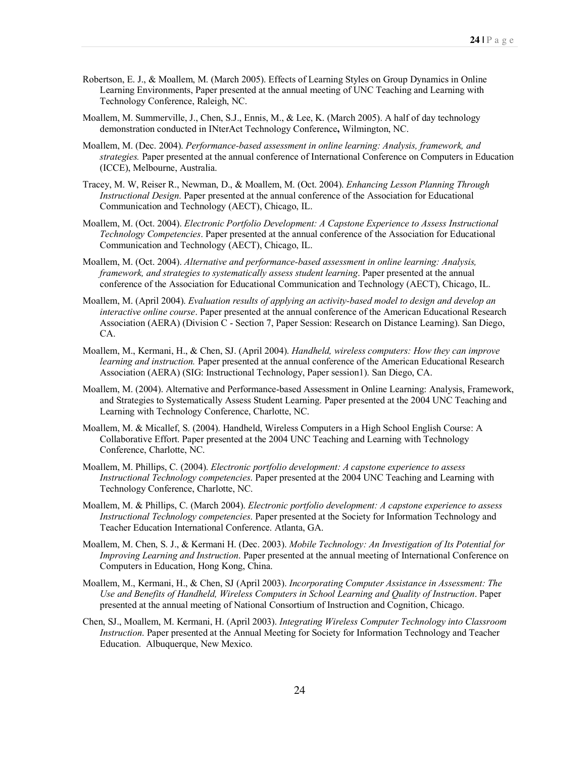Robertson, E. J., & Moallem, M. (March 2005). Effects of Learning Styles on Group Dynamics in Online Learning Environments, Paper presented at the annual meeting of UNC Teaching and Learning with Technology Conference, Raleigh, NC.

Moallem, M. Summerville, J., Chen, S.J., Ennis, M., & Lee, K. (March 2005). A half of day technology demonstration conducted in INterAct Technology Conference**,** Wilmington, NC.

Moallem, M. (Dec. 2004). *Performance-based assessment in online learning: Analysis, framework, and strategies.* Paper presented at the annual conference of International Conference on Computers in Education (ICCE), Melbourne, Australia.

Tracey, M. W, Reiser R., Newman, D., & Moallem, M. (Oct. 2004). *Enhancing Lesson Planning Through Instructional Design*. Paper presented at the annual conference of the Association for Educational Communication and Technology (AECT), Chicago, IL.

Moallem, M. (Oct. 2004). *Electronic Portfolio Development: A Capstone Experience to Assess Instructional Technology Competencies*. Paper presented at the annual conference of the Association for Educational Communication and Technology (AECT), Chicago, IL.

Moallem, M. (Oct. 2004). *Alternative and performance-based assessment in online learning: Analysis, framework, and strategies to systematically assess student learning*. Paper presented at the annual conference of the Association for Educational Communication and Technology (AECT), Chicago, IL.

Moallem, M. (April 2004). *Evaluation results of applying an activity-based model to design and develop an interactive online course*. Paper presented at the annual conference of the American Educational Research Association (AERA) (Division C - Section 7, Paper Session: Research on Distance Learning). San Diego, CA.

Moallem, M., Kermani, H., & Chen, SJ. (April 2004). *Handheld, wireless computers: How they can improve learning and instruction.* Paper presented at the annual conference of the American Educational Research Association (AERA) (SIG: Instructional Technology, Paper session1). San Diego, CA.

Moallem, M. (2004). Alternative and Performance-based Assessment in Online Learning: Analysis, Framework, and Strategies to Systematically Assess Student Learning. Paper presented at the 2004 UNC Teaching and Learning with Technology Conference, Charlotte, NC.

Moallem, M. & Micallef, S. (2004). Handheld, Wireless Computers in a High School English Course: A Collaborative Effort. Paper presented at the 2004 UNC Teaching and Learning with Technology Conference, Charlotte, NC.

Moallem, M. Phillips, C. (2004). *Electronic portfolio development: A capstone experience to assess Instructional Technology competencies.* Paper presented at the 2004 UNC Teaching and Learning with Technology Conference, Charlotte, NC.

Moallem, M. & Phillips, C. (March 2004). *Electronic portfolio development: A capstone experience to assess Instructional Technology competencies*. Paper presented at the Society for Information Technology and Teacher Education International Conference. Atlanta, GA.

Moallem, M. Chen, S. J., & Kermani H. (Dec. 2003). *Mobile Technology: An Investigation of Its Potential for Improving Learning and Instruction*. Paper presented at the annual meeting of International Conference on Computers in Education, Hong Kong, China.

Moallem, M., Kermani, H., & Chen, SJ (April 2003). *Incorporating Computer Assistance in Assessment: The Use and Benefits of Handheld, Wireless Computers in School Learning and Quality of Instruction*. Paper presented at the annual meeting of National Consortium of Instruction and Cognition, Chicago.

Chen, SJ., Moallem, M. Kermani, H. (April 2003). *Integrating Wireless Computer Technology into Classroom Instruction*. Paper presented at the Annual Meeting for Society for Information Technology and Teacher Education. Albuquerque, New Mexico.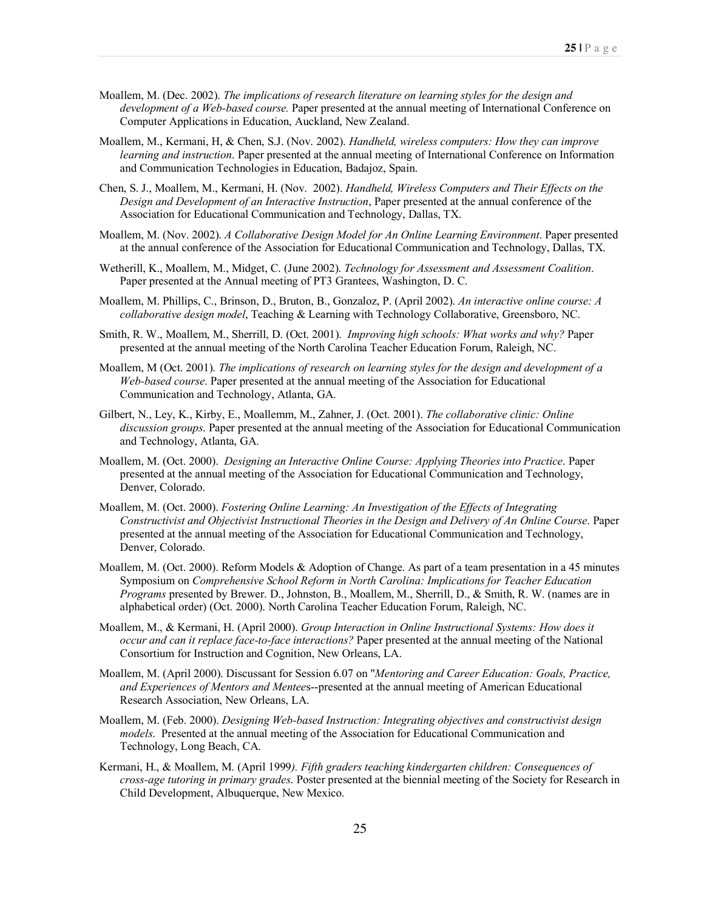Moallem, M. (Dec. 2002). *The implications of research literature on learning styles for the design and development of a Web-based course.* Paper presented at the annual meeting of International Conference on Computer Applications in Education, Auckland, New Zealand.

Moallem, M., Kermani, H, & Chen, S.J. (Nov. 2002). *Handheld, wireless computers: How they can improve learning and instruction*. Paper presented at the annual meeting of International Conference on Information and Communication Technologies in Education, Badajoz, Spain.

Chen, S. J., Moallem, M., Kermani, H. (Nov. 2002). *Handheld, Wireless Computers and Their Effects on the Design and Development of an Interactive Instruction*, Paper presented at the annual conference of the Association for Educational Communication and Technology, Dallas, TX.

Moallem, M. (Nov. 2002). *A Collaborative Design Model for An Online Learning Environment*. Paper presented at the annual conference of the Association for Educational Communication and Technology, Dallas, TX.

Wetherill, K., Moallem, M., Midget, C. (June 2002). *Technology for Assessment and Assessment Coalition*. Paper presented at the Annual meeting of PT3 Grantees, Washington, D. C.

Moallem, M. Phillips, C., Brinson, D., Bruton, B., Gonzaloz, P. (April 2002). *An interactive online course: A collaborative design model*, Teaching & Learning with Technology Collaborative, Greensboro, NC.

Smith, R. W., Moallem, M., Sherrill, D. (Oct. 2001). *Improving high schools: What works and why?* Paper presented at the annual meeting of the North Carolina Teacher Education Forum, Raleigh, NC.

Moallem, M (Oct. 2001). *The implications of research on learning styles for the design and development of a Web-based course*. Paper presented at the annual meeting of the Association for Educational Communication and Technology, Atlanta, GA.

Gilbert, N., Ley, K., Kirby, E., Moallemm, M., Zahner, J. (Oct. 2001). *The collaborative clinic: Online discussion groups.* Paper presented at the annual meeting of the Association for Educational Communication and Technology, Atlanta, GA.

Moallem, M. (Oct. 2000). *Designing an Interactive Online Course: Applying Theories into Practice*. Paper presented at the annual meeting of the Association for Educational Communication and Technology, Denver, Colorado.

Moallem, M. (Oct. 2000). *Fostering Online Learning: An Investigation of the Effects of Integrating Constructivist and Objectivist Instructional Theories in the Design and Delivery of An Online Course*. Paper presented at the annual meeting of the Association for Educational Communication and Technology, Denver, Colorado.

Moallem, M. (Oct. 2000). Reform Models & Adoption of Change. As part of a team presentation in a 45 minutes Symposium on *Comprehensive School Reform in North Carolina: Implications for Teacher Education Programs* presented by Brewer. D., Johnston, B., Moallem, M., Sherrill, D., & Smith, R. W. (names are in alphabetical order) (Oct. 2000). North Carolina Teacher Education Forum, Raleigh, NC.

Moallem, M., & Kermani, H. (April 2000). *Group Interaction in Online Instructional Systems: How does it occur and can it replace face-to-face interactions?* Paper presented at the annual meeting of the National Consortium for Instruction and Cognition, New Orleans, LA.

Moallem, M. (April 2000). Discussant for Session 6.07 on "*Mentoring and Career Education: Goals, Practice, and Experiences of Mentors and Mentee*s--presented at the annual meeting of American Educational Research Association, New Orleans, LA.

Moallem, M. (Feb. 2000). *Designing Web-based Instruction: Integrating objectives and constructivist design models*. Presented at the annual meeting of the Association for Educational Communication and Technology, Long Beach, CA.

Kermani, H., & Moallem, M. (April 1999*). Fifth graders teaching kindergarten children: Consequences of cross-age tutoring in primary grades*. Poster presented at the biennial meeting of the Society for Research in Child Development, Albuquerque, New Mexico.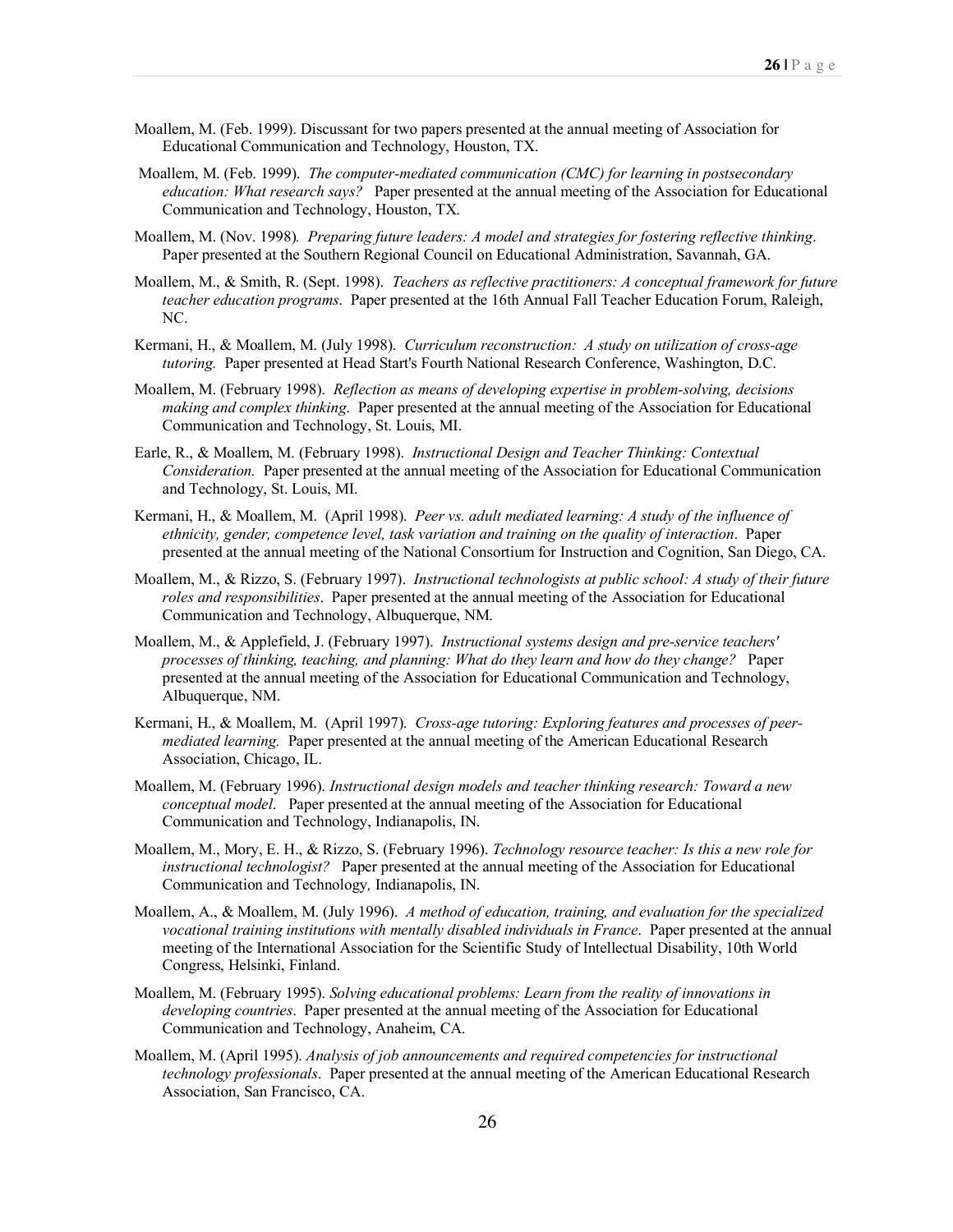Moallem, M. (Feb. 1999). Discussant for two papers presented at the annual meeting of Association for Educational Communication and Technology, Houston, TX.

Moallem, M. (Feb. 1999). *The computer-mediated communication (CMC) for learning in postsecondary education: What research says?* Paper presented at the annual meeting of the Association for Educational Communication and Technology, Houston, TX.

Moallem, M. (Nov. 1998). *Preparing future leaders: A model and strategies for fostering reflective thinking*. Paper presented at the Southern Regional Council on Educational Administration, Savannah, GA.

Moallem, M., & Smith, R. (Sept. 1998). *Teachers as reflective practitioners: A conceptual framework for future teacher education programs*. Paper presented at the 16th Annual Fall Teacher Education Forum, Raleigh, NC.

Kermani, H., & Moallem, M. (July 1998). *Curriculum reconstruction: A study on utilization of cross-age tutoring.* Paper presented at Head Start's Fourth National Research Conference, Washington, D.C.

Moallem, M. (February 1998). *Reflection as means of developing expertise in problem-solving, decisions making and complex thinking*. Paper presented at the annual meeting of the Association for Educational Communication and Technology, St. Louis, MI.

Earle, R., & Moallem, M. (February 1998). *Instructional Design and Teacher Thinking: Contextual Consideration.* Paper presented at the annual meeting of the Association for Educational Communication and Technology, St. Louis, MI.

Kermani, H., & Moallem, M. (April 1998). *Peer vs. adult mediated learning: A study of the influence of ethnicity, gender, competence level, task variation and training on the quality of interaction*. Paper presented at the annual meeting of the National Consortium for Instruction and Cognition, San Diego, CA.

Moallem, M., & Rizzo, S. (February 1997). *Instructional technologists at public school: A study of their future roles and responsibilities*. Paper presented at the annual meeting of the Association for Educational Communication and Technology, Albuquerque, NM.

Moallem, M., & Applefield, J. (February 1997). *Instructional systems design and pre-service teachers' processes of thinking, teaching, and planning: What do they learn and how do they change?* Paper presented at the annual meeting of the Association for Educational Communication and Technology, Albuquerque, NM.

Kermani, H., & Moallem, M. (April 1997). *Cross-age tutoring: Exploring features and processes of peer-mediated learning.* Paper presented at the annual meeting of the American Educational Research Association, Chicago, IL.

Moallem, M. (February 1996). *Instructional design models and teacher thinking research: Toward a new conceptual model*. Paper presented at the annual meeting of the Association for Educational Communication and Technology, Indianapolis, IN.

Moallem, M., Mory, E. H., & Rizzo, S. (February 1996). *Technology resource teacher: Is this a new role for instructional technologist?* Paper presented at the annual meeting of the Association for Educational Communication and Technology, Indianapolis, IN.

Moallem, A., & Moallem, M. (July 1996). *A method of education, training, and evaluation for the specialized vocational training institutions with mentally disabled individuals in France*. Paper presented at the annual meeting of the International Association for the Scientific Study of Intellectual Disability, 10th World Congress, Helsinki, Finland.

Moallem, M. (February 1995). *Solving educational problems: Learn from the reality of innovations in developing countries*. Paper presented at the annual meeting of the Association for Educational Communication and Technology, Anaheim, CA.

Moallem, M. (April 1995). *Analysis of job announcements and required competencies for instructional technology professionals*. Paper presented at the annual meeting of the American Educational Research Association, San Francisco, CA.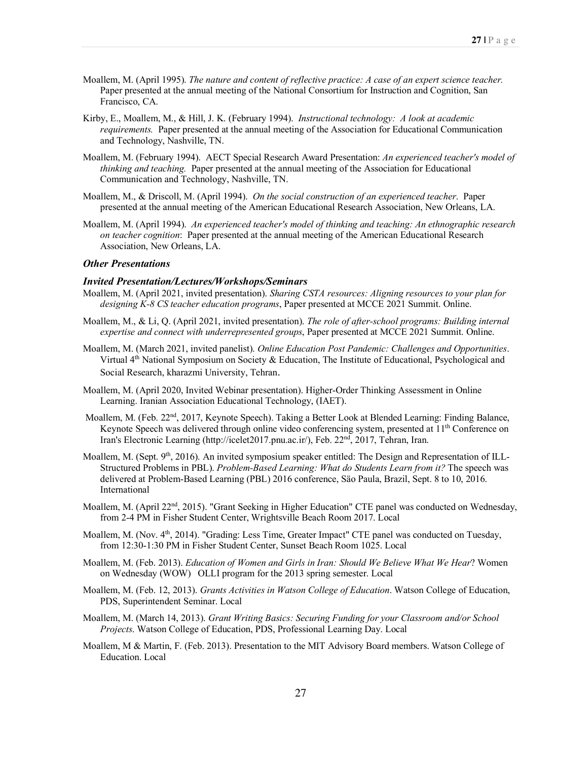Moallem, M. (April 1995). *The nature and content of reflective practice: A case of an expert science teacher.* Paper presented at the annual meeting of the National Consortium for Instruction and Cognition, San Francisco, CA.

Kirby, E., Moallem, M., & Hill, J. K. (February 1994). *Instructional technology: A look at academic requirements.* Paper presented at the annual meeting of the Association for Educational Communication and Technology, Nashville, TN.

Moallem, M. (February 1994). AECT Special Research Award Presentation: *An experienced teacher's model of thinking and teaching.* Paper presented at the annual meeting of the Association for Educational Communication and Technology, Nashville, TN.

Moallem, M., & Driscoll, M. (April 1994). *On the social construction of an experienced teacher*. Paper presented at the annual meeting of the American Educational Research Association, New Orleans, LA.

Moallem, M. (April 1994). *An experienced teacher's model of thinking and teaching: An ethnographic research on teacher cognition*: Paper presented at the annual meeting of the American Educational Research Association, New Orleans, LA.

### *Other Presentations*

#### *Invited Presentation/Lectures/Workshops/Seminars*

Moallem, M. (April 2021, invited presentation). *Sharing CSTA resources: Aligning resources to your plan for designing K-8 CS teacher education programs*, Paper presented at MCCE 2021 Summit. Online.

Moallem, M., & Li, Q. (April 2021, invited presentation). *The role of after-school programs: Building internal expertise and connect with underrepresented groups*, Paper presented at MCCE 2021 Summit. Online.

Moallem, M. (March 2021, invited panelist). *Online Education Post Pandemic: Challenges and Opportunities*. Virtual 4th National Symposium on Society & Education, The Institute of Educational, Psychological and Social Research, kharazmi University, Tehran.

Moallem, M. (April 2020, Invited Webinar presentation). Higher-Order Thinking Assessment in Online Learning. Iranian Association Educational Technology, (IAET).

Moallem, M. (Feb. 22nd, 2017, Keynote Speech). Taking a Better Look at Blended Learning: Finding Balance, Keynote Speech was delivered through online video conferencing system, presented at 11th Conference on Iran's Electronic Learning (http://icelet2017.pnu.ac.ir/), Feb. 22nd, 2017, Tehran, Iran.

Moallem, M. (Sept. 9th, 2016). An invited symposium speaker entitled: The Design and Representation of ILL-Structured Problems in PBL). *Problem-Based Learning: What do Students Learn from it?* The speech was delivered at Problem-Based Learning (PBL) 2016 conference, São Paula, Brazil, Sept. 8 to 10, 2016. International

Moallem, M. (April 22nd, 2015). "Grant Seeking in Higher Education" CTE panel was conducted on Wednesday, from 2-4 PM in Fisher Student Center, Wrightsville Beach Room 2017. Local

Moallem, M. (Nov. 4th, 2014). "Grading: Less Time, Greater Impact" CTE panel was conducted on Tuesday, from 12:30-1:30 PM in Fisher Student Center, Sunset Beach Room 1025. Local

Moallem, M. (Feb. 2013). *Education of Women and Girls in Iran: Should We Believe What We Hear*? Women on Wednesday (WOW) OLLI program for the 2013 spring semester. Local

Moallem, M. (Feb. 12, 2013). *Grants Activities in Watson College of Education*. Watson College of Education, PDS, Superintendent Seminar. Local

Moallem, M. (March 14, 2013). *Grant Writing Basics: Securing Funding for your Classroom and/or School Projects*. Watson College of Education, PDS, Professional Learning Day. Local

Moallem, M & Martin, F. (Feb. 2013). Presentation to the MIT Advisory Board members. Watson College of Education. Local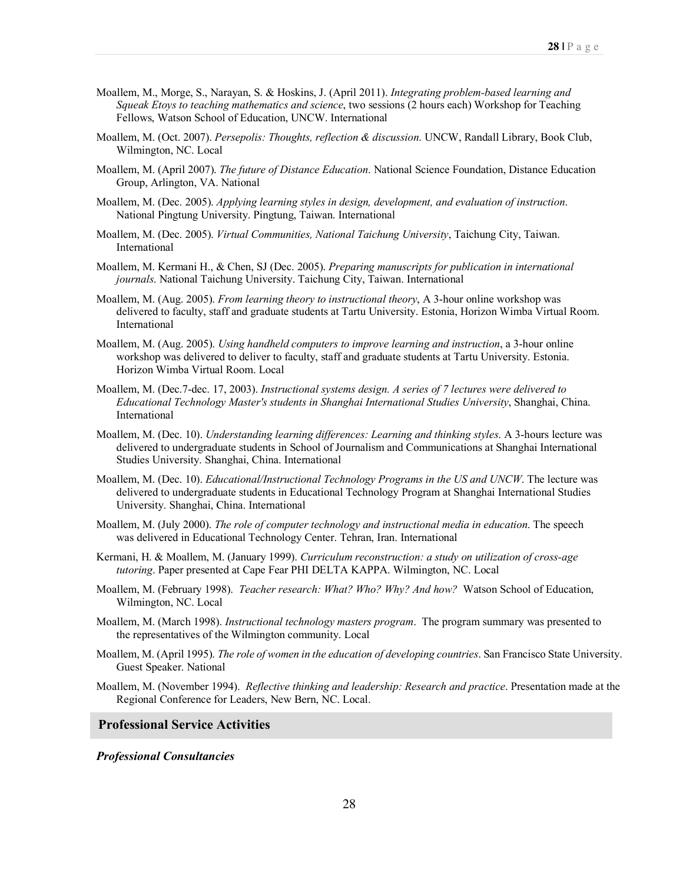Moallem, M., Morge, S., Narayan, S. & Hoskins, J. (April 2011). *Integrating problem-based learning and Squeak Etoys to teaching mathematics and science*, two sessions (2 hours each) Workshop for Teaching Fellows, Watson School of Education, UNCW. International

Moallem, M. (Oct. 2007). *Persepolis: Thoughts, reflection & discussion*. UNCW, Randall Library, Book Club, Wilmington, NC. Local

Moallem, M. (April 2007). *The future of Distance Education*. National Science Foundation, Distance Education Group, Arlington, VA. National

Moallem, M. (Dec. 2005). *Applying learning styles in design, development, and evaluation of instruction*. National Pingtung University. Pingtung, Taiwan. International

Moallem, M. (Dec. 2005). *Virtual Communities, National Taichung University*, Taichung City, Taiwan. International

Moallem, M. Kermani H., & Chen, SJ (Dec. 2005). *Preparing manuscripts for publication in international journals*. National Taichung University. Taichung City, Taiwan. International

Moallem, M. (Aug. 2005). *From learning theory to instructional theory*, A 3-hour online workshop was delivered to faculty, staff and graduate students at Tartu University. Estonia, Horizon Wimba Virtual Room. International

Moallem, M. (Aug. 2005). *Using handheld computers to improve learning and instruction*, a 3-hour online workshop was delivered to deliver to faculty, staff and graduate students at Tartu University. Estonia. Horizon Wimba Virtual Room. Local

Moallem, M. (Dec.7-dec. 17, 2003). *Instructional systems design. A series of 7 lectures were delivered to Educational Technology Master's students in Shanghai International Studies University*, Shanghai, China. International

Moallem, M. (Dec. 10). *Understanding learning differences: Learning and thinking styles*. A 3-hours lecture was delivered to undergraduate students in School of Journalism and Communications at Shanghai International Studies University. Shanghai, China. International

Moallem, M. (Dec. 10). *Educational/Instructional Technology Programs in the US and UNCW*. The lecture was delivered to undergraduate students in Educational Technology Program at Shanghai International Studies University. Shanghai, China. International

Moallem, M. (July 2000). *The role of computer technology and instructional media in education*. The speech was delivered in Educational Technology Center. Tehran, Iran. International

Kermani, H. & Moallem, M. (January 1999). *Curriculum reconstruction: a study on utilization of cross-age tutoring*. Paper presented at Cape Fear PHI DELTA KAPPA. Wilmington, NC. Local

Moallem, M. (February 1998). *Teacher research: What? Who? Why? And how?* Watson School of Education, Wilmington, NC. Local

Moallem, M. (March 1998). *Instructional technology masters program*. The program summary was presented to the representatives of the Wilmington community. Local

Moallem, M. (April 1995). *The role of women in the education of developing countries*. San Francisco State University. Guest Speaker. National

Moallem, M. (November 1994). *Reflective thinking and leadership: Research and practice*. Presentation made at the Regional Conference for Leaders, New Bern, NC. Local.

## Professional Service Activities

### *Professional Consultancies*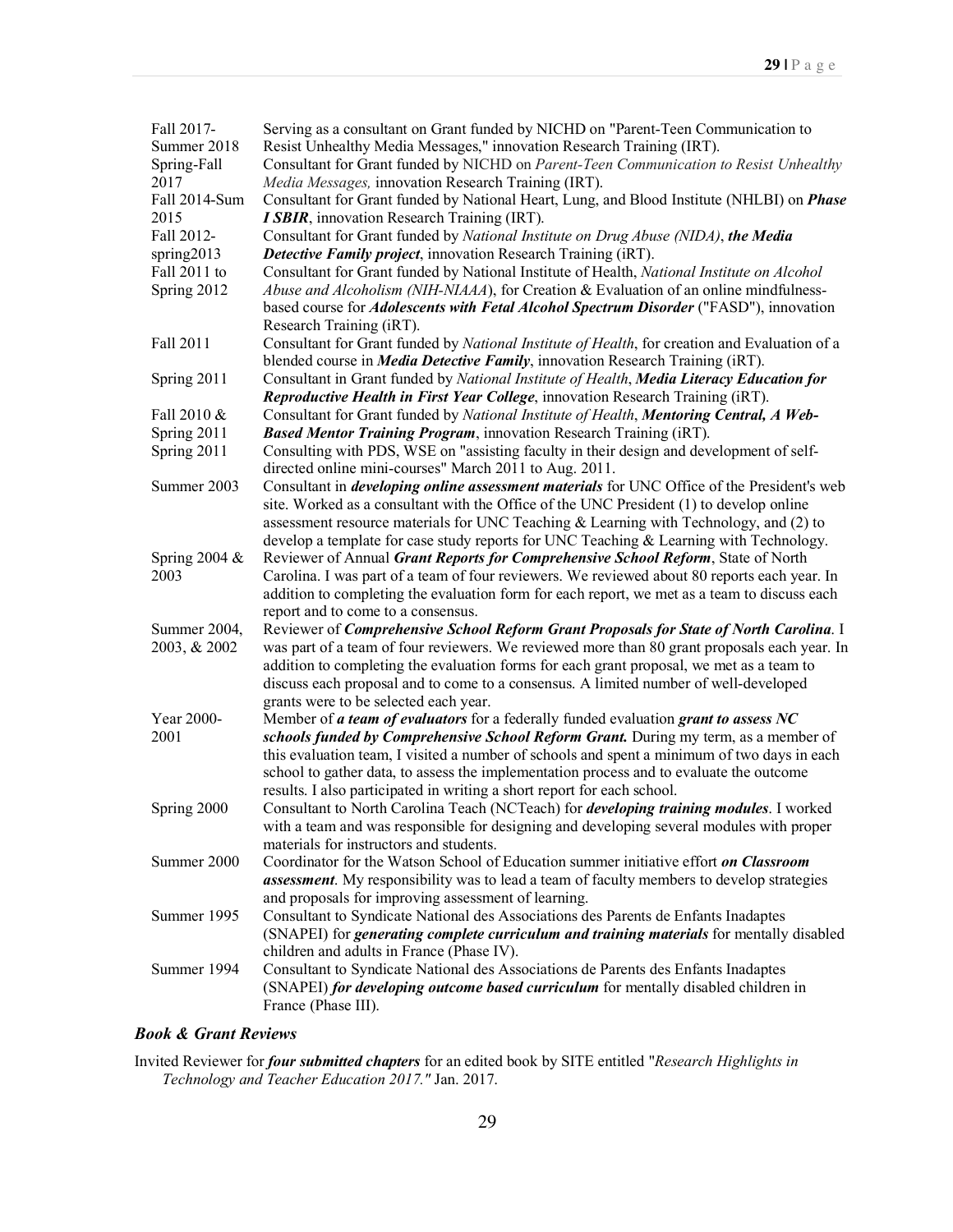| | |
|---|---|
| Fall 2017-Summer 2018 | Serving as a consultant on Grant funded by NICHD on "Parent-Teen Communication to Resist Unhealthy Media Messages," innovation Research Training (IRT). |
| Spring-Fall 2017 | Consultant for Grant funded by NICHD on *Parent-Teen Communication to Resist Unhealthy Media Messages,* innovation Research Training (IRT). |
| Fall 2014-Sum 2015 | Consultant for Grant funded by National Heart, Lung, and Blood Institute (NHLBI) on ***Phase I SBIR***, innovation Research Training (IRT). |
| Fall 2012-spring2013 | Consultant for Grant funded by *National Institute on Drug Abuse (NIDA)*, ***the Media Detective Family project***, innovation Research Training (iRT). |
| Fall 2011 to Spring 2012 | Consultant for Grant funded by National Institute of Health, *National Institute on Alcohol Abuse and Alcoholism (NIH-NIAAA*), for Creation & Evaluation of an online mindfulness-based course for ***Adolescents with Fetal Alcohol Spectrum Disorder*** ("FASD"), innovation Research Training (iRT). |
| Fall 2011 | Consultant for Grant funded by *National Institute of Health*, for creation and Evaluation of a blended course in ***Media Detective Family***, innovation Research Training (iRT). |
| Spring 2011 | Consultant in Grant funded by *National Institute of Health*, ***Media Literacy Education for Reproductive Health in First Year College***, innovation Research Training (iRT). |
| Fall 2010 & Spring 2011 | Consultant for Grant funded by *National Institute of Health*, ***Mentoring Central, A Web-Based Mentor Training Program***, innovation Research Training (iRT). |
| Spring 2011 | Consulting with PDS, WSE on "assisting faculty in their design and development of self-directed online mini-courses" March 2011 to Aug. 2011. |
| Summer 2003 | Consultant in ***developing online assessment materials*** for UNC Office of the President's web site. Worked as a consultant with the Office of the UNC President (1) to develop online assessment resource materials for UNC Teaching & Learning with Technology, and (2) to develop a template for case study reports for UNC Teaching & Learning with Technology. |
| Spring 2004 & 2003 | Reviewer of Annual ***Grant Reports for Comprehensive School Reform***, State of North Carolina. I was part of a team of four reviewers. We reviewed about 80 reports each year. In addition to completing the evaluation form for each report, we met as a team to discuss each report and to come to a consensus. |
| Summer 2004, 2003, & 2002 | Reviewer of ***Comprehensive School Reform Grant Proposals for State of North Carolina***. I was part of a team of four reviewers. We reviewed more than 80 grant proposals each year. In addition to completing the evaluation forms for each grant proposal, we met as a team to discuss each proposal and to come to a consensus. A limited number of well-developed grants were to be selected each year. |
| Year 2000-2001 | Member of ***a team of evaluators*** for a federally funded evaluation ***grant to assess NC schools funded by Comprehensive School Reform Grant.*** During my term, as a member of this evaluation team, I visited a number of schools and spent a minimum of two days in each school to gather data, to assess the implementation process and to evaluate the outcome results. I also participated in writing a short report for each school. |
| Spring 2000 | Consultant to North Carolina Teach (NCTeach) for ***developing training modules***. I worked with a team and was responsible for designing and developing several modules with proper materials for instructors and students. |
| Summer 2000 | Coordinator for the Watson School of Education summer initiative effort ***on Classroom assessment***. My responsibility was to lead a team of faculty members to develop strategies and proposals for improving assessment of learning. |
| Summer 1995 | Consultant to Syndicate National des Associations des Parents de Enfants Inadaptes (SNAPEI) for ***generating complete curriculum and training materials*** for mentally disabled children and adults in France (Phase IV). |
| Summer 1994 | Consultant to Syndicate National des Associations de Parents des Enfants Inadaptes (SNAPEI) ***for developing outcome based curriculum*** for mentally disabled children in France (Phase III). |

### *Book & Grant Reviews*

Invited Reviewer for ***four submitted chapters*** for an edited book by SITE entitled "*Research Highlights in Technology and Teacher Education 2017."* Jan. 2017.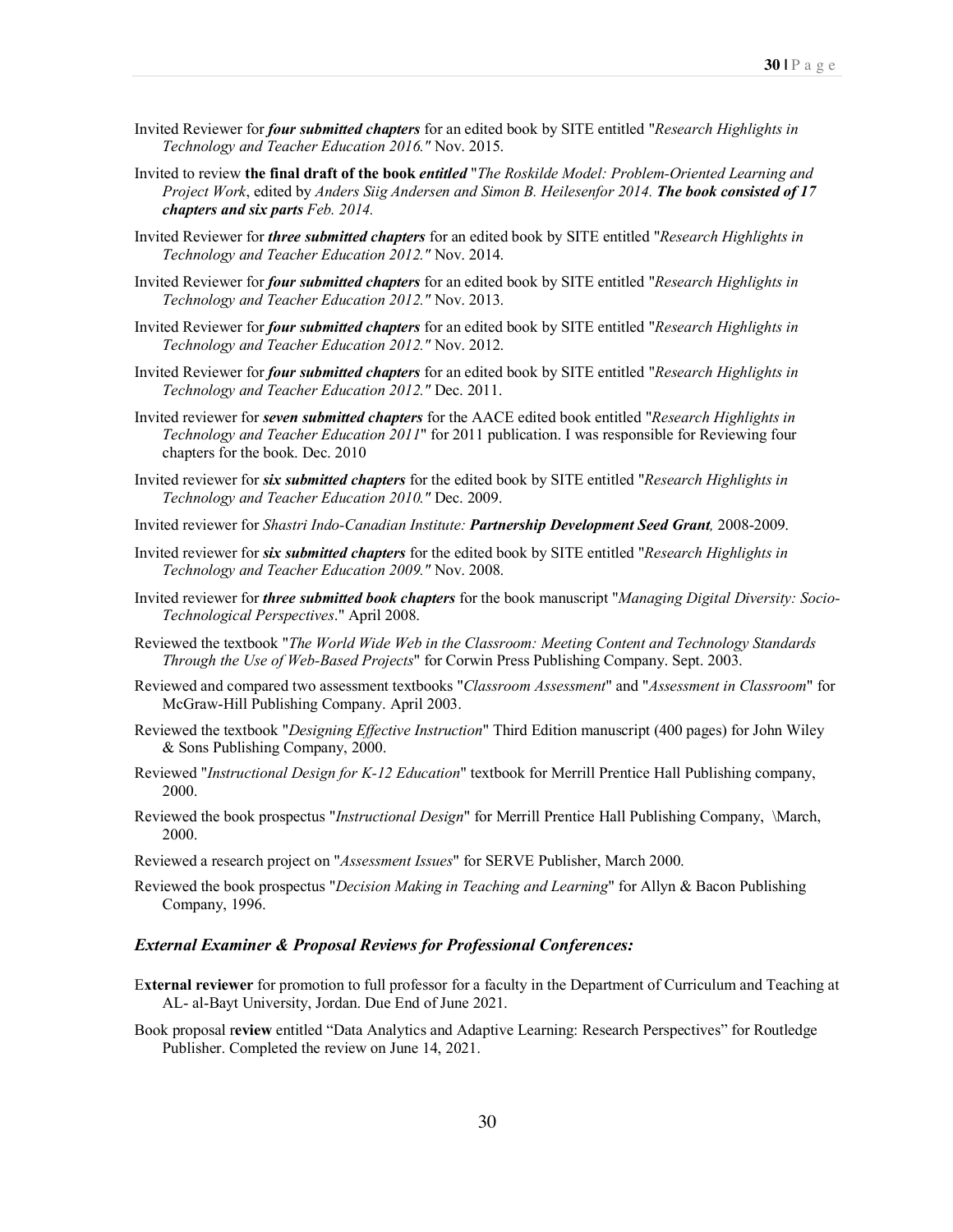Invited Reviewer for ***four submitted chapters*** for an edited book by SITE entitled "*Research Highlights in Technology and Teacher Education 2016."* Nov. 2015.

Invited to review **the final draft of the book *entitled*** "*The Roskilde Model: Problem-Oriented Learning and Project Work*, edited by *Anders Siig Andersen and Simon B. Heilesenfor 2014. **The book consisted of 17 chapters and six parts** Feb. 2014.*

Invited Reviewer for ***three submitted chapters*** for an edited book by SITE entitled "*Research Highlights in Technology and Teacher Education 2012."* Nov. 2014.

Invited Reviewer for ***four submitted chapters*** for an edited book by SITE entitled "*Research Highlights in Technology and Teacher Education 2012."* Nov. 2013.

Invited Reviewer for ***four submitted chapters*** for an edited book by SITE entitled "*Research Highlights in Technology and Teacher Education 2012."* Nov. 2012.

Invited Reviewer for ***four submitted chapters*** for an edited book by SITE entitled "*Research Highlights in Technology and Teacher Education 2012."* Dec. 2011.

Invited reviewer for ***seven submitted chapters*** for the AACE edited book entitled "*Research Highlights in Technology and Teacher Education 2011*" for 2011 publication. I was responsible for Reviewing four chapters for the book. Dec. 2010

Invited reviewer for ***six submitted chapters*** for the edited book by SITE entitled "*Research Highlights in Technology and Teacher Education 2010."* Dec. 2009.

Invited reviewer for *Shastri Indo-Canadian Institute: **Partnership Development Seed Grant**,* 2008-2009.

Invited reviewer for ***six submitted chapters*** for the edited book by SITE entitled "*Research Highlights in Technology and Teacher Education 2009."* Nov. 2008.

Invited reviewer for ***three submitted book chapters*** for the book manuscript "*Managing Digital Diversity: Socio-Technological Perspectives*." April 2008.

Reviewed the textbook "*The World Wide Web in the Classroom: Meeting Content and Technology Standards Through the Use of Web-Based Projects*" for Corwin Press Publishing Company. Sept. 2003.

Reviewed and compared two assessment textbooks "*Classroom Assessment*" and "*Assessment in Classroom*" for McGraw-Hill Publishing Company. April 2003.

Reviewed the textbook "*Designing Effective Instruction*" Third Edition manuscript (400 pages) for John Wiley & Sons Publishing Company, 2000.

Reviewed "*Instructional Design for K-12 Education*" textbook for Merrill Prentice Hall Publishing company, 2000.

Reviewed the book prospectus "*Instructional Design*" for Merrill Prentice Hall Publishing Company, \March, 2000.

Reviewed a research project on "*Assessment Issues*" for SERVE Publisher, March 2000.

Reviewed the book prospectus "*Decision Making in Teaching and Learning*" for Allyn & Bacon Publishing Company, 1996.

### *External Examiner & Proposal Reviews for Professional Conferences:*

E**xternal reviewer** for promotion to full professor for a faculty in the Department of Curriculum and Teaching at AL- al-Bayt University, Jordan. Due End of June 2021.

Book proposal r**eview** entitled "Data Analytics and Adaptive Learning: Research Perspectives" for Routledge Publisher. Completed the review on June 14, 2021.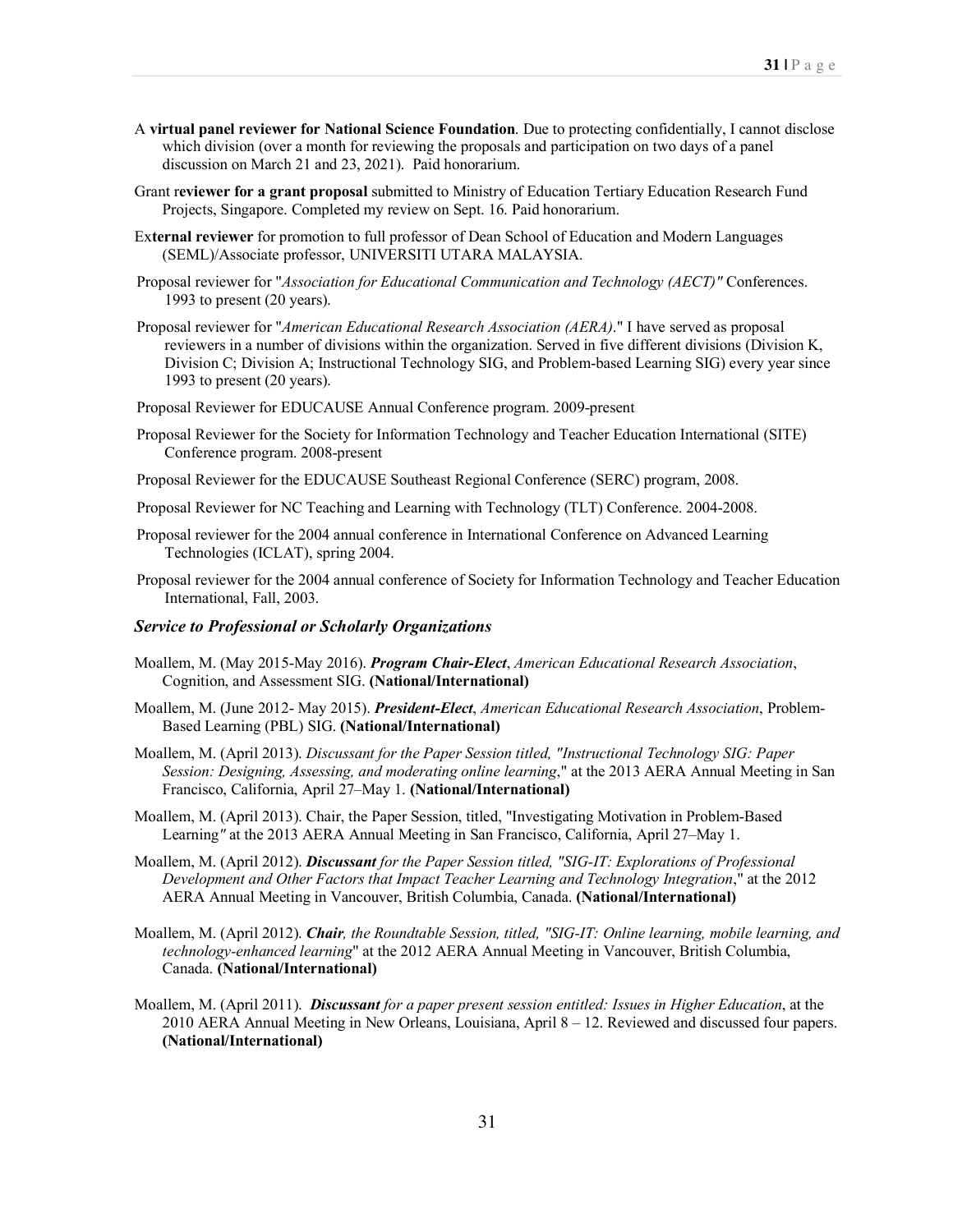A **virtual panel reviewer for National Science Foundation**. Due to protecting confidentially, I cannot disclose which division (over a month for reviewing the proposals and participation on two days of a panel discussion on March 21 and 23, 2021). Paid honorarium.

Grant r**eviewer for a grant proposal** submitted to Ministry of Education Tertiary Education Research Fund Projects, Singapore. Completed my review on Sept. 16. Paid honorarium.

Ex**ternal reviewer** for promotion to full professor of Dean School of Education and Modern Languages (SEML)/Associate professor, UNIVERSITI UTARA MALAYSIA.

Proposal reviewer for "*Association for Educational Communication and Technology (AECT)"* Conferences. 1993 to present (20 years).

Proposal reviewer for "*American Educational Research Association (AERA)*." I have served as proposal reviewers in a number of divisions within the organization. Served in five different divisions (Division K, Division C; Division A; Instructional Technology SIG, and Problem-based Learning SIG) every year since 1993 to present (20 years).

Proposal Reviewer for EDUCAUSE Annual Conference program. 2009-present

Proposal Reviewer for the Society for Information Technology and Teacher Education International (SITE) Conference program. 2008-present

Proposal Reviewer for the EDUCAUSE Southeast Regional Conference (SERC) program, 2008.

Proposal Reviewer for NC Teaching and Learning with Technology (TLT) Conference. 2004-2008.

Proposal reviewer for the 2004 annual conference in International Conference on Advanced Learning Technologies (ICLAT), spring 2004.

Proposal reviewer for the 2004 annual conference of Society for Information Technology and Teacher Education International, Fall, 2003.

### *Service to Professional or Scholarly Organizations*

Moallem, M. (May 2015-May 2016). ***Program Chair-Elect***, *American Educational Research Association*, Cognition, and Assessment SIG. **(National/International)**

Moallem, M. (June 2012- May 2015). ***President-Elect***, *American Educational Research Association*, Problem-Based Learning (PBL) SIG. **(National/International)**

Moallem, M. (April 2013). *Discussant for the Paper Session titled, "Instructional Technology SIG: Paper Session: Designing, Assessing, and moderating online learning*," at the 2013 AERA Annual Meeting in San Francisco, California, April 27–May 1. **(National/International)**

Moallem, M. (April 2013). Chair, the Paper Session, titled, "Investigating Motivation in Problem-Based Learning*"* at the 2013 AERA Annual Meeting in San Francisco, California, April 27–May 1.

Moallem, M. (April 2012). ***Discussant*** *for the Paper Session titled, "SIG-IT: Explorations of Professional Development and Other Factors that Impact Teacher Learning and Technology Integration*," at the 2012 AERA Annual Meeting in Vancouver, British Columbia, Canada. **(National/International)**

Moallem, M. (April 2012). ***Chair****, the Roundtable Session, titled, "SIG-IT: Online learning, mobile learning, and technology-enhanced learning*" at the 2012 AERA Annual Meeting in Vancouver, British Columbia, Canada. **(National/International)**

Moallem, M. (April 2011). ***Discussant*** *for a paper present session entitled: Issues in Higher Education*, at the 2010 AERA Annual Meeting in New Orleans, Louisiana, April 8 – 12. Reviewed and discussed four papers. **(National/International)**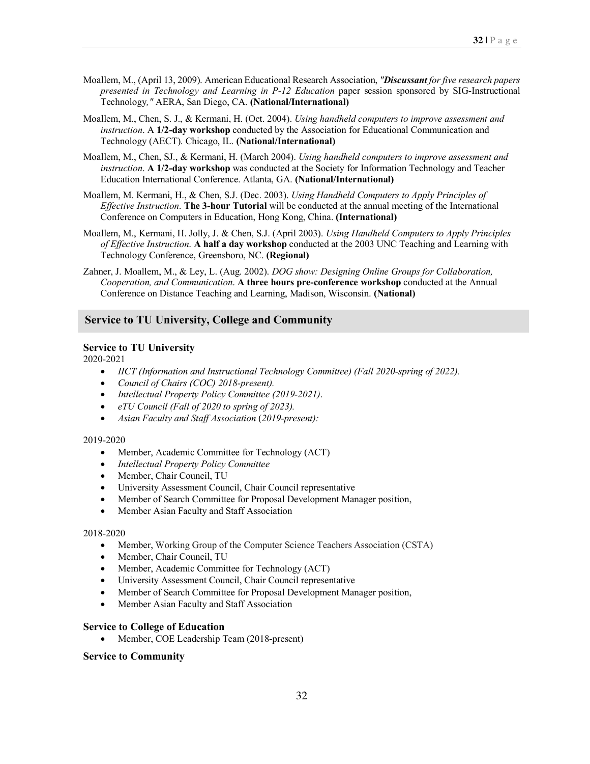Moallem, M., (April 13, 2009). American Educational Research Association, *"**Discussant** for five research papers presented in Technology and Learning in P-12 Education* paper session sponsored by SIG-Instructional Technology*,"* AERA, San Diego, CA. **(National/International)**

Moallem, M., Chen, S. J., & Kermani, H. (Oct. 2004). *Using handheld computers to improve assessment and instruction*. A **1/2-day workshop** conducted by the Association for Educational Communication and Technology (AECT). Chicago, IL. **(National/International)**

Moallem, M., Chen, SJ., & Kermani, H. (March 2004). *Using handheld computers to improve assessment and instruction*. **A 1/2-day workshop** was conducted at the Society for Information Technology and Teacher Education International Conference. Atlanta, GA. **(National/International)**

Moallem, M. Kermani, H., & Chen, S.J. (Dec. 2003). *Using Handheld Computers to Apply Principles of Effective Instruction*. **The 3-hour Tutorial** will be conducted at the annual meeting of the International Conference on Computers in Education, Hong Kong, China. **(International)**

Moallem, M., Kermani, H. Jolly, J. & Chen, S.J. (April 2003). *Using Handheld Computers to Apply Principles of Effective Instruction*. **A half a day workshop** conducted at the 2003 UNC Teaching and Learning with Technology Conference, Greensboro, NC. **(Regional)**

Zahner, J. Moallem, M., & Ley, L. (Aug. 2002). *DOG show: Designing Online Groups for Collaboration, Cooperation, and Communication*. **A three hours pre-conference workshop** conducted at the Annual Conference on Distance Teaching and Learning, Madison, Wisconsin. **(National)**

## Service to TU University, College and Community

### Service to TU University

2020-2021

- *IICT (Information and Instructional Technology Committee) (Fall 2020-spring of 2022).*
- *Council of Chairs (COC) 2018-present).*
- *Intellectual Property Policy Committee (2019-2021)*.
- *eTU Council (Fall of 2020 to spring of 2023).*
- *Asian Faculty and Staff Association* (*2019-present):*

2019-2020

- Member, Academic Committee for Technology (ACT)
- *Intellectual Property Policy Committee*
- Member, Chair Council, TU
- University Assessment Council, Chair Council representative
- Member of Search Committee for Proposal Development Manager position,
- Member Asian Faculty and Staff Association

2018-2020

- Member, Working Group of the Computer Science Teachers Association (CSTA)
- Member, Chair Council, TU
- Member, Academic Committee for Technology (ACT)
- University Assessment Council, Chair Council representative
- Member of Search Committee for Proposal Development Manager position,
- Member Asian Faculty and Staff Association

### Service to College of Education

- Member, COE Leadership Team (2018-present)

### Service to Community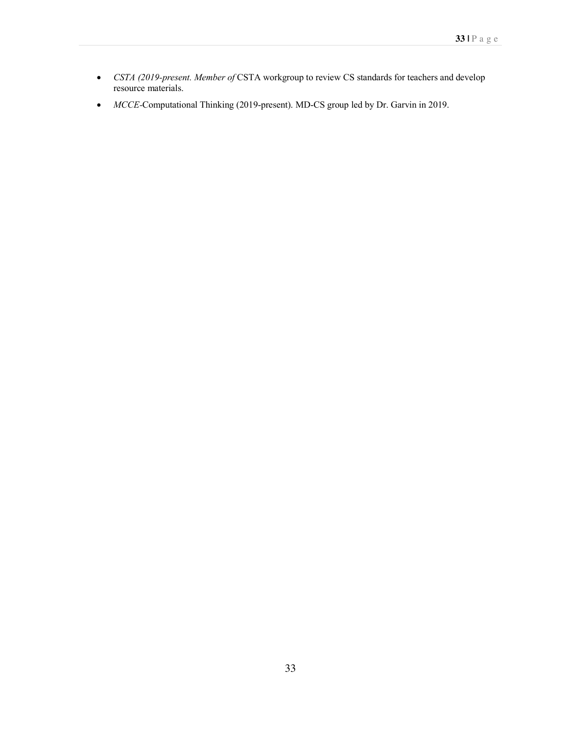- *CSTA (2019-present. Member of* CSTA workgroup to review CS standards for teachers and develop resource materials.
- *MCCE*-Computational Thinking (2019-present). MD-CS group led by Dr. Garvin in 2019.